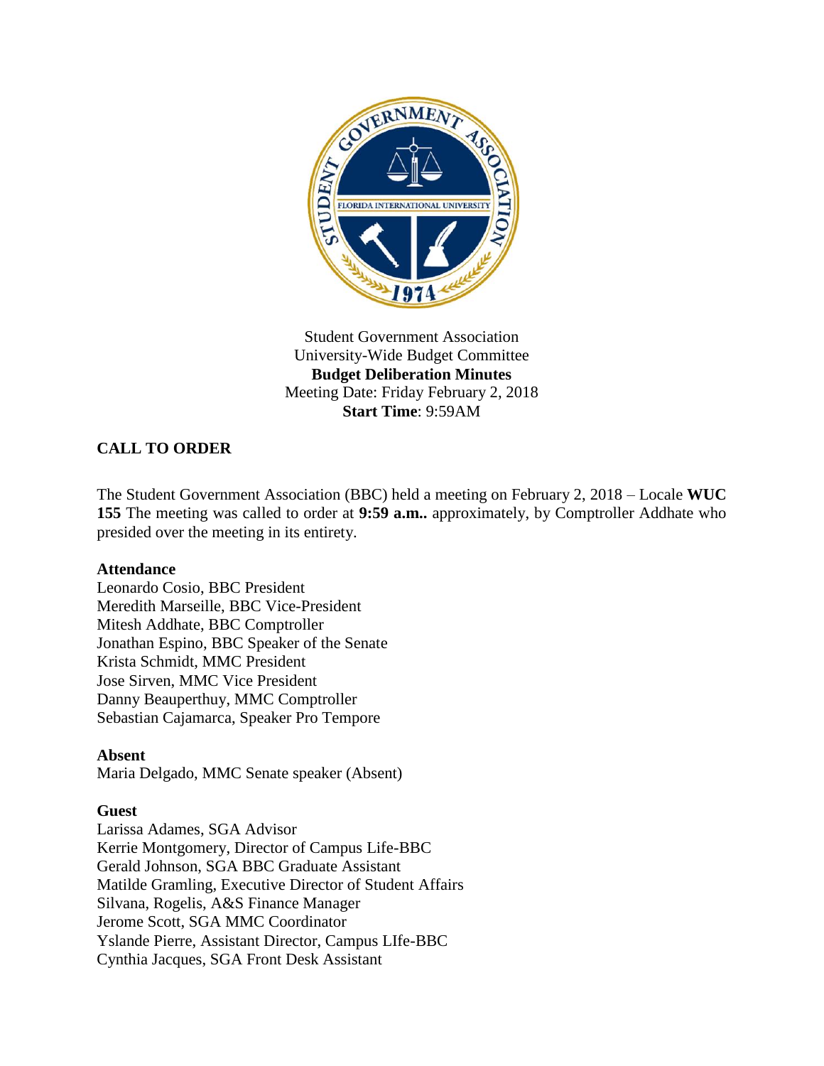Student Government Association
University-Wide Budget Committee
**Budget Deliberation Minutes**
Meeting Date: Friday February 2, 2018
**Start Time**: 9:59AM

## CALL TO ORDER

The Student Government Association (BBC) held a meeting on February 2, 2018 – Locale **WUC 155** The meeting was called to order at **9:59 a.m..** approximately, by Comptroller Addhate who presided over the meeting in its entirety.

**Attendance**
Leonardo Cosio, BBC President
Meredith Marseille, BBC Vice-President
Mitesh Addhate, BBC Comptroller
Jonathan Espino, BBC Speaker of the Senate
Krista Schmidt, MMC President
Jose Sirven, MMC Vice President
Danny Beauperthuy, MMC Comptroller
Sebastian Cajamarca, Speaker Pro Tempore

**Absent**
Maria Delgado, MMC Senate speaker (Absent)

**Guest**
Larissa Adames, SGA Advisor
Kerrie Montgomery, Director of Campus Life-BBC
Gerald Johnson, SGA BBC Graduate Assistant
Matilde Gramling, Executive Director of Student Affairs
Silvana, Rogelis, A&S Finance Manager
Jerome Scott, SGA MMC Coordinator
Yslande Pierre, Assistant Director, Campus LIfe-BBC
Cynthia Jacques, SGA Front Desk Assistant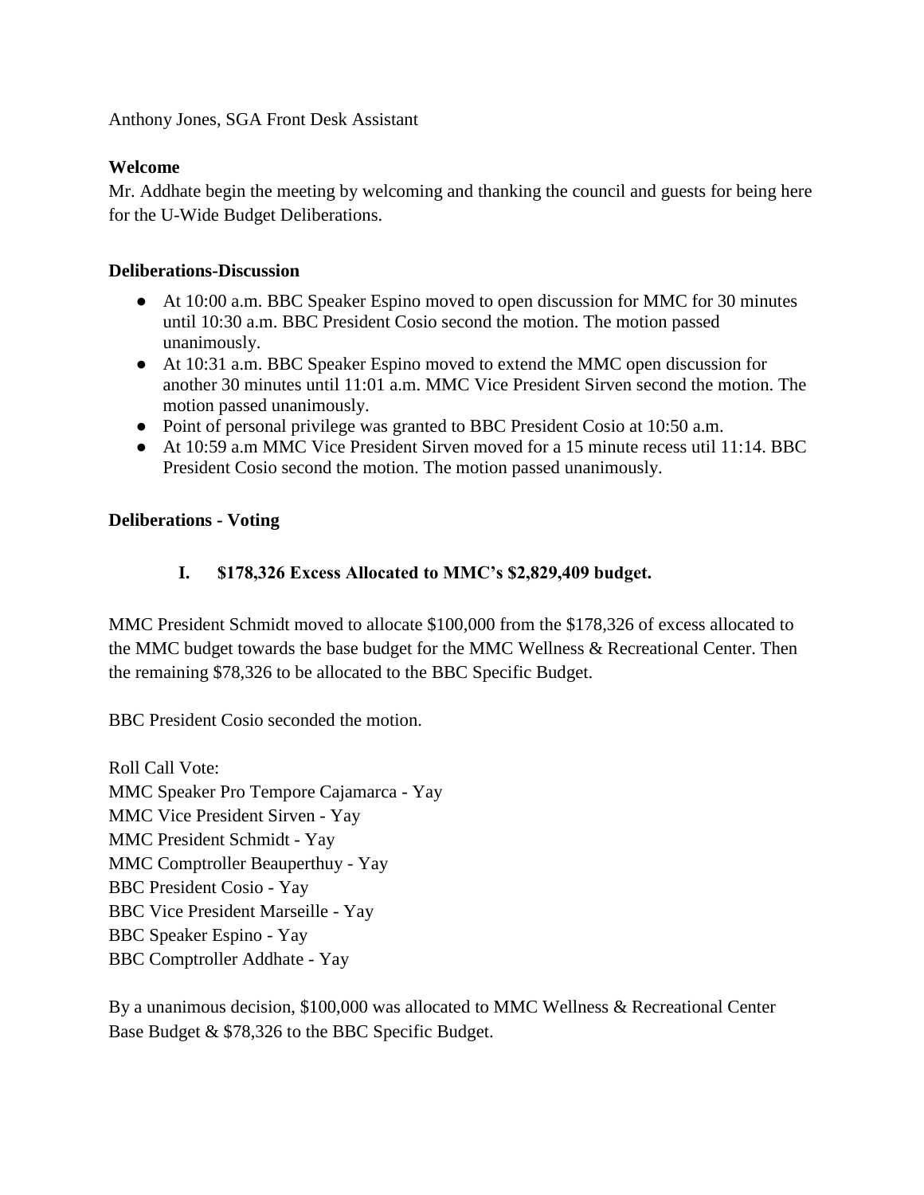Anthony Jones, SGA Front Desk Assistant

**Welcome**

Mr. Addhate begin the meeting by welcoming and thanking the council and guests for being here for the U-Wide Budget Deliberations.

**Deliberations-Discussion**

- At 10:00 a.m. BBC Speaker Espino moved to open discussion for MMC for 30 minutes until 10:30 a.m. BBC President Cosio second the motion. The motion passed unanimously.
- At 10:31 a.m. BBC Speaker Espino moved to extend the MMC open discussion for another 30 minutes until 11:01 a.m. MMC Vice President Sirven second the motion. The motion passed unanimously.
- Point of personal privilege was granted to BBC President Cosio at 10:50 a.m.
- At 10:59 a.m MMC Vice President Sirven moved for a 15 minute recess util 11:14. BBC President Cosio second the motion. The motion passed unanimously.

**Deliberations - Voting**

**I. $178,326 Excess Allocated to MMC's $2,829,409 budget.**

MMC President Schmidt moved to allocate $100,000 from the $178,326 of excess allocated to the MMC budget towards the base budget for the MMC Wellness & Recreational Center. Then the remaining $78,326 to be allocated to the BBC Specific Budget.

BBC President Cosio seconded the motion.

Roll Call Vote:
MMC Speaker Pro Tempore Cajamarca - Yay
MMC Vice President Sirven - Yay
MMC President Schmidt - Yay
MMC Comptroller Beauperthuy - Yay
BBC President Cosio - Yay
BBC Vice President Marseille - Yay
BBC Speaker Espino - Yay
BBC Comptroller Addhate - Yay

By a unanimous decision, $100,000 was allocated to MMC Wellness & Recreational Center Base Budget & $78,326 to the BBC Specific Budget.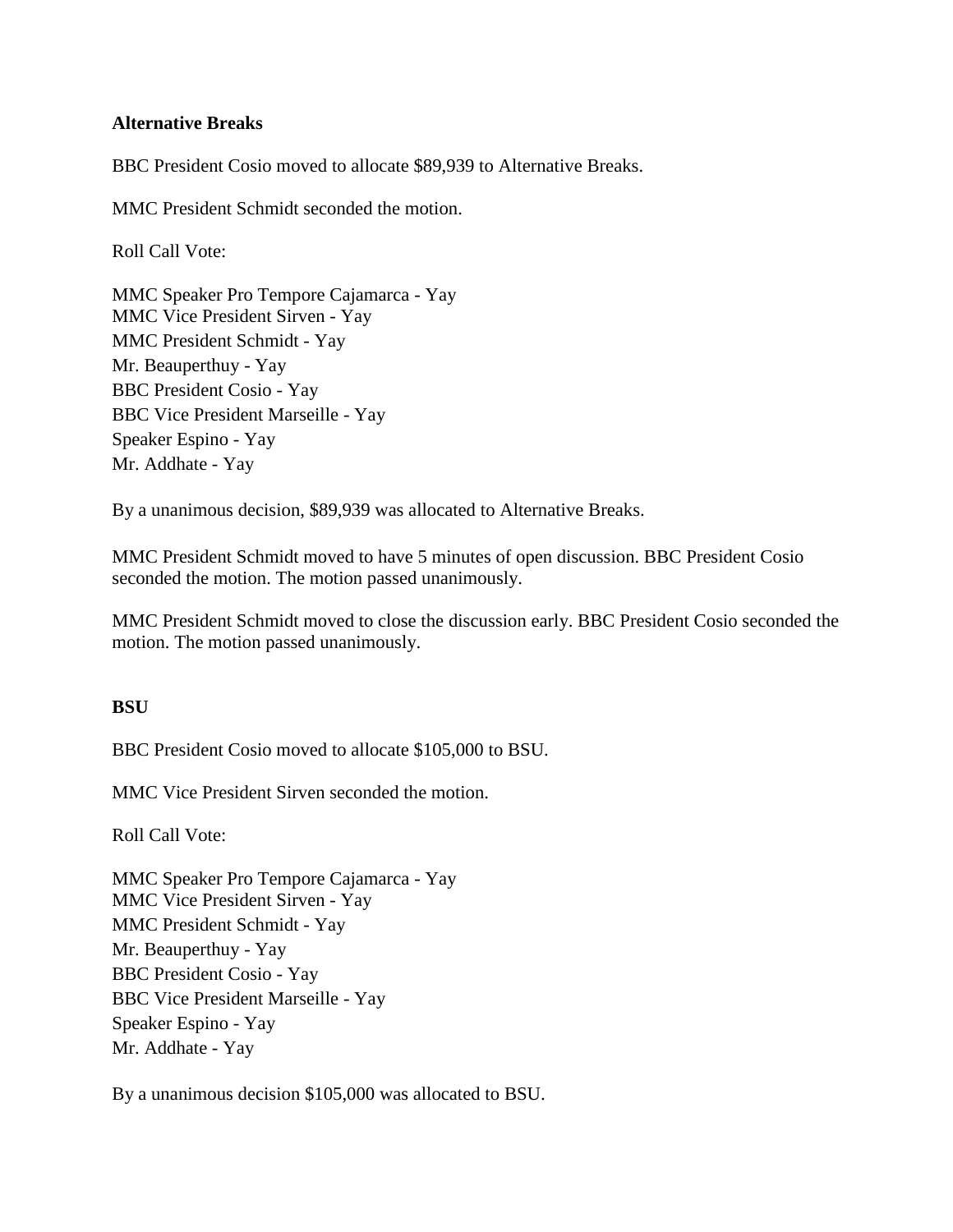**Alternative Breaks**

BBC President Cosio moved to allocate $89,939 to Alternative Breaks.

MMC President Schmidt seconded the motion.

Roll Call Vote:

MMC Speaker Pro Tempore Cajamarca - Yay
MMC Vice President Sirven - Yay
MMC President Schmidt - Yay
Mr. Beauperthuy - Yay
BBC President Cosio - Yay
BBC Vice President Marseille - Yay
Speaker Espino - Yay
Mr. Addhate - Yay

By a unanimous decision, $89,939 was allocated to Alternative Breaks.

MMC President Schmidt moved to have 5 minutes of open discussion. BBC President Cosio seconded the motion. The motion passed unanimously.

MMC President Schmidt moved to close the discussion early. BBC President Cosio seconded the motion. The motion passed unanimously.

**BSU**

BBC President Cosio moved to allocate $105,000 to BSU.

MMC Vice President Sirven seconded the motion.

Roll Call Vote:

MMC Speaker Pro Tempore Cajamarca - Yay
MMC Vice President Sirven - Yay
MMC President Schmidt - Yay
Mr. Beauperthuy - Yay
BBC President Cosio - Yay
BBC Vice President Marseille - Yay
Speaker Espino - Yay
Mr. Addhate - Yay

By a unanimous decision $105,000 was allocated to BSU.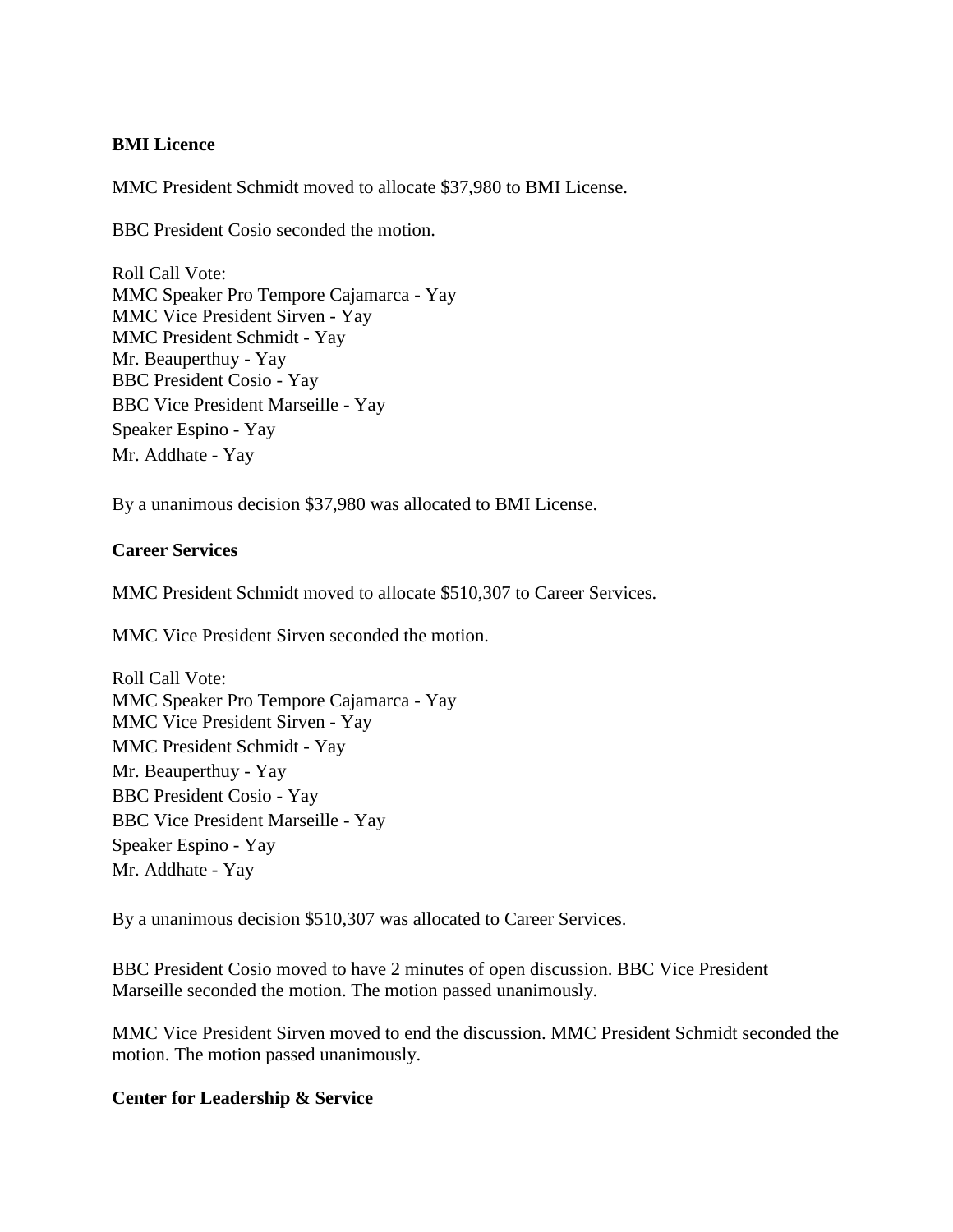**BMI Licence**

MMC President Schmidt moved to allocate $37,980 to BMI License.

BBC President Cosio seconded the motion.

Roll Call Vote:
MMC Speaker Pro Tempore Cajamarca - Yay
MMC Vice President Sirven - Yay
MMC President Schmidt - Yay
Mr. Beauperthuy - Yay
BBC President Cosio - Yay
BBC Vice President Marseille - Yay
Speaker Espino - Yay
Mr. Addhate - Yay

By a unanimous decision $37,980 was allocated to BMI License.

**Career Services**

MMC President Schmidt moved to allocate $510,307 to Career Services.

MMC Vice President Sirven seconded the motion.

Roll Call Vote:
MMC Speaker Pro Tempore Cajamarca - Yay
MMC Vice President Sirven - Yay
MMC President Schmidt - Yay
Mr. Beauperthuy - Yay
BBC President Cosio - Yay
BBC Vice President Marseille - Yay
Speaker Espino - Yay
Mr. Addhate - Yay

By a unanimous decision $510,307 was allocated to Career Services.

BBC President Cosio moved to have 2 minutes of open discussion. BBC Vice President Marseille seconded the motion. The motion passed unanimously.

MMC Vice President Sirven moved to end the discussion. MMC President Schmidt seconded the motion. The motion passed unanimously.

**Center for Leadership & Service**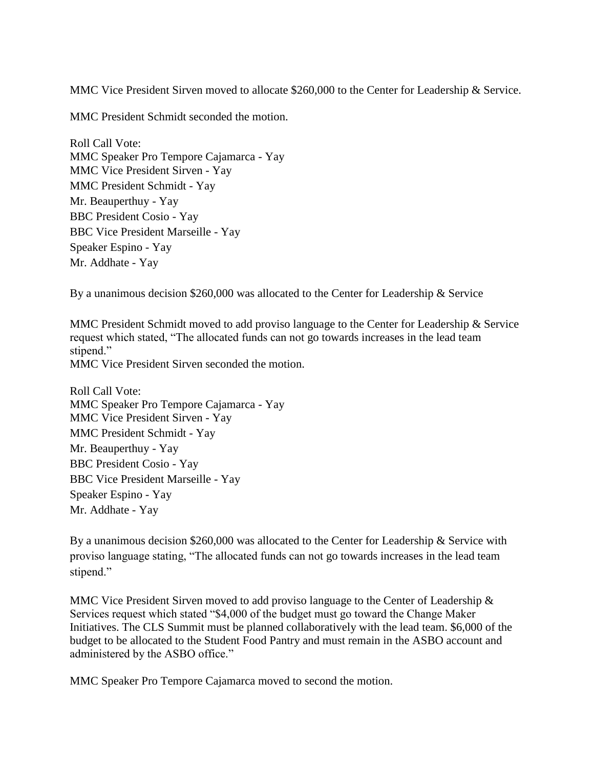MMC Vice President Sirven moved to allocate $260,000 to the Center for Leadership & Service.

MMC President Schmidt seconded the motion.

Roll Call Vote:
MMC Speaker Pro Tempore Cajamarca - Yay
MMC Vice President Sirven - Yay
MMC President Schmidt - Yay
Mr. Beauperthuy - Yay
BBC President Cosio - Yay
BBC Vice President Marseille - Yay
Speaker Espino - Yay
Mr. Addhate - Yay

By a unanimous decision $260,000 was allocated to the Center for Leadership & Service

MMC President Schmidt moved to add proviso language to the Center for Leadership & Service request which stated, "The allocated funds can not go towards increases in the lead team stipend."
MMC Vice President Sirven seconded the motion.

Roll Call Vote:
MMC Speaker Pro Tempore Cajamarca - Yay
MMC Vice President Sirven - Yay
MMC President Schmidt - Yay
Mr. Beauperthuy - Yay
BBC President Cosio - Yay
BBC Vice President Marseille - Yay
Speaker Espino - Yay
Mr. Addhate - Yay

By a unanimous decision $260,000 was allocated to the Center for Leadership & Service with proviso language stating, "The allocated funds can not go towards increases in the lead team stipend."

MMC Vice President Sirven moved to add proviso language to the Center of Leadership & Services request which stated "$4,000 of the budget must go toward the Change Maker Initiatives. The CLS Summit must be planned collaboratively with the lead team. $6,000 of the budget to be allocated to the Student Food Pantry and must remain in the ASBO account and administered by the ASBO office."

MMC Speaker Pro Tempore Cajamarca moved to second the motion.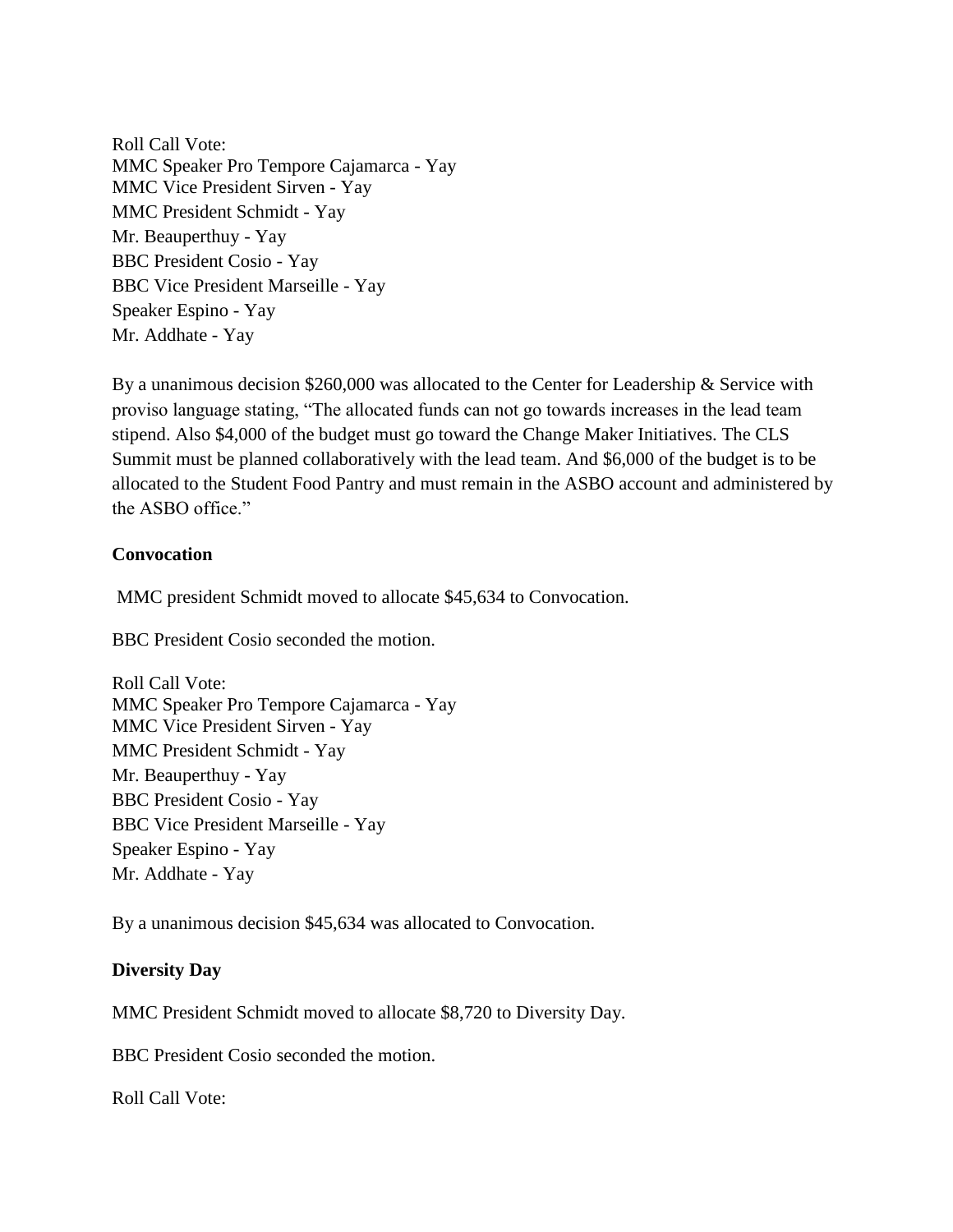Roll Call Vote:
MMC Speaker Pro Tempore Cajamarca - Yay
MMC Vice President Sirven - Yay
MMC President Schmidt - Yay
Mr. Beauperthuy - Yay
BBC President Cosio - Yay
BBC Vice President Marseille - Yay
Speaker Espino - Yay
Mr. Addhate - Yay

By a unanimous decision $260,000 was allocated to the Center for Leadership & Service with proviso language stating, “The allocated funds can not go towards increases in the lead team stipend. Also $4,000 of the budget must go toward the Change Maker Initiatives. The CLS Summit must be planned collaboratively with the lead team. And $6,000 of the budget is to be allocated to the Student Food Pantry and must remain in the ASBO account and administered by the ASBO office.”

**Convocation**

MMC president Schmidt moved to allocate $45,634 to Convocation.

BBC President Cosio seconded the motion.

Roll Call Vote:
MMC Speaker Pro Tempore Cajamarca - Yay
MMC Vice President Sirven - Yay
MMC President Schmidt - Yay
Mr. Beauperthuy - Yay
BBC President Cosio - Yay
BBC Vice President Marseille - Yay
Speaker Espino - Yay
Mr. Addhate - Yay

By a unanimous decision $45,634 was allocated to Convocation.

**Diversity Day**

MMC President Schmidt moved to allocate $8,720 to Diversity Day.

BBC President Cosio seconded the motion.

Roll Call Vote: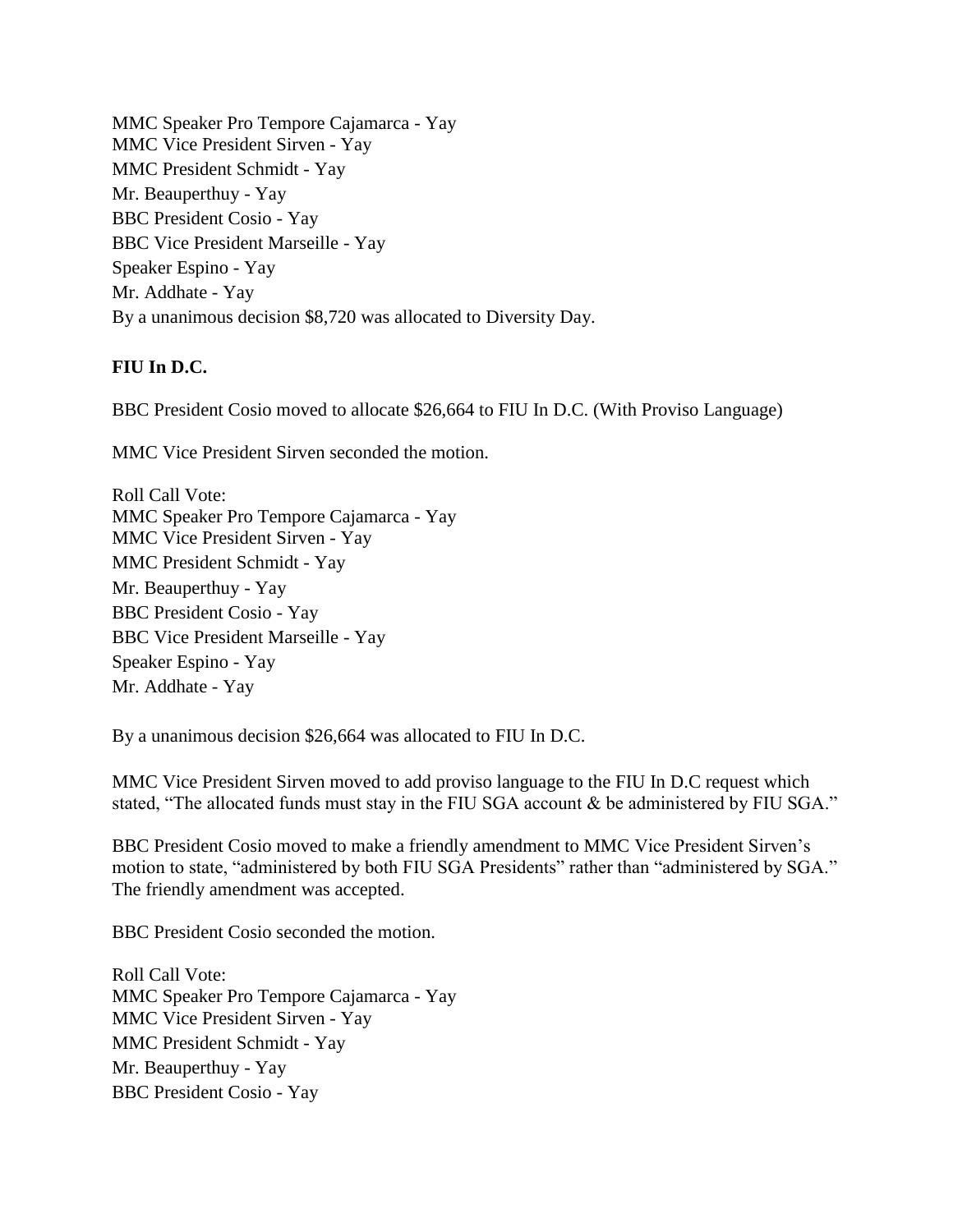MMC Speaker Pro Tempore Cajamarca - Yay
MMC Vice President Sirven - Yay
MMC President Schmidt - Yay
Mr. Beauperthuy - Yay
BBC President Cosio - Yay
BBC Vice President Marseille - Yay
Speaker Espino - Yay
Mr. Addhate - Yay
By a unanimous decision $8,720 was allocated to Diversity Day.

**FIU In D.C.**

BBC President Cosio moved to allocate $26,664 to FIU In D.C. (With Proviso Language)

MMC Vice President Sirven seconded the motion.

Roll Call Vote:
MMC Speaker Pro Tempore Cajamarca - Yay
MMC Vice President Sirven - Yay
MMC President Schmidt - Yay
Mr. Beauperthuy - Yay
BBC President Cosio - Yay
BBC Vice President Marseille - Yay
Speaker Espino - Yay
Mr. Addhate - Yay

By a unanimous decision $26,664 was allocated to FIU In D.C.

MMC Vice President Sirven moved to add proviso language to the FIU In D.C request which stated, "The allocated funds must stay in the FIU SGA account & be administered by FIU SGA."

BBC President Cosio moved to make a friendly amendment to MMC Vice President Sirven's motion to state, "administered by both FIU SGA Presidents" rather than "administered by SGA." The friendly amendment was accepted.

BBC President Cosio seconded the motion.

Roll Call Vote:
MMC Speaker Pro Tempore Cajamarca - Yay
MMC Vice President Sirven - Yay
MMC President Schmidt - Yay
Mr. Beauperthuy - Yay
BBC President Cosio - Yay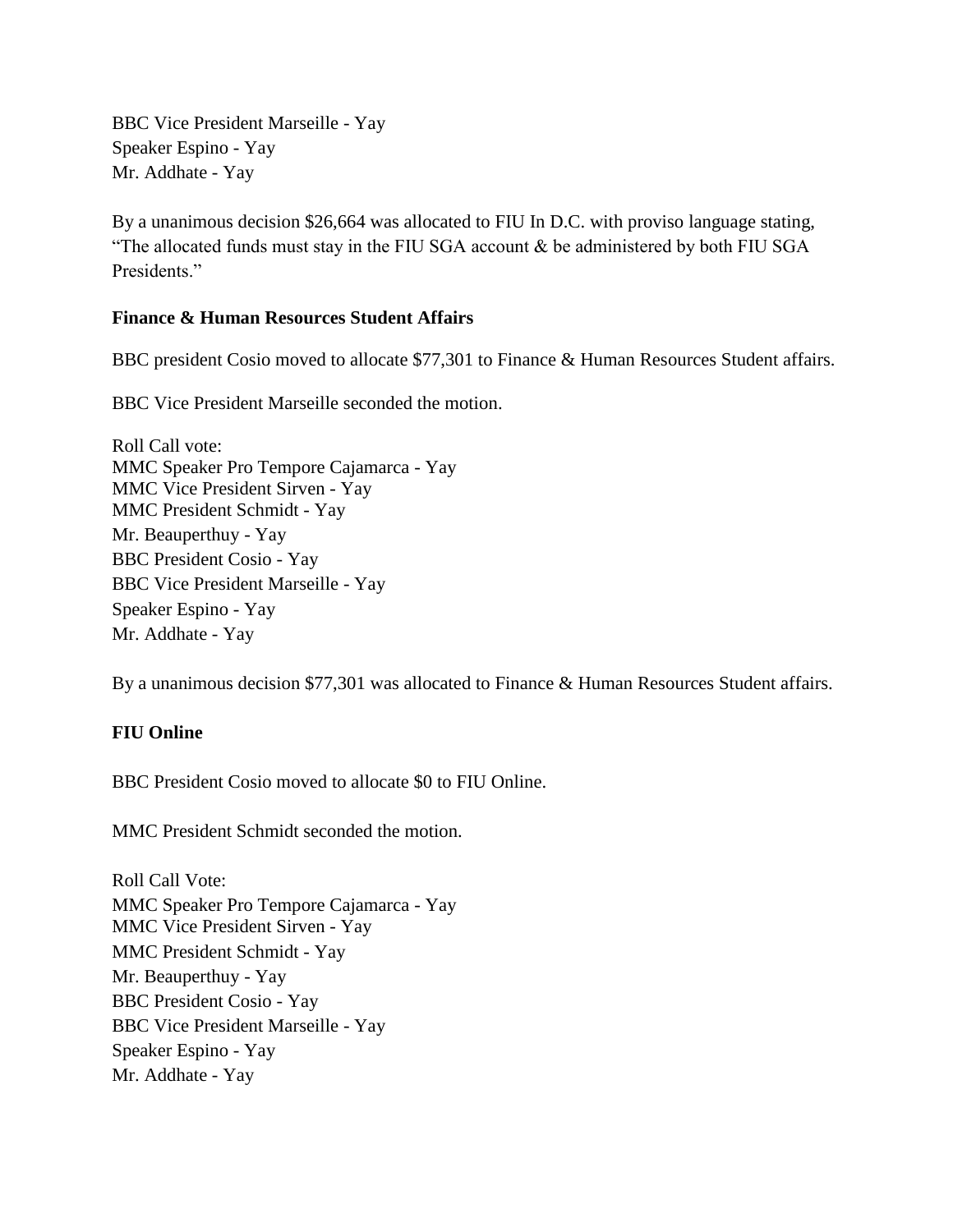BBC Vice President Marseille - Yay
Speaker Espino - Yay
Mr. Addhate - Yay

By a unanimous decision $26,664 was allocated to FIU In D.C. with proviso language stating, “The allocated funds must stay in the FIU SGA account & be administered by both FIU SGA Presidents.”

**Finance & Human Resources Student Affairs**

BBC president Cosio moved to allocate $77,301 to Finance & Human Resources Student affairs.

BBC Vice President Marseille seconded the motion.

Roll Call vote:
MMC Speaker Pro Tempore Cajamarca - Yay
MMC Vice President Sirven - Yay
MMC President Schmidt - Yay
Mr. Beauperthuy - Yay
BBC President Cosio - Yay
BBC Vice President Marseille - Yay
Speaker Espino - Yay
Mr. Addhate - Yay

By a unanimous decision $77,301 was allocated to Finance & Human Resources Student affairs.

**FIU Online**

BBC President Cosio moved to allocate $0 to FIU Online.

MMC President Schmidt seconded the motion.

Roll Call Vote:
MMC Speaker Pro Tempore Cajamarca - Yay
MMC Vice President Sirven - Yay
MMC President Schmidt - Yay
Mr. Beauperthuy - Yay
BBC President Cosio - Yay
BBC Vice President Marseille - Yay
Speaker Espino - Yay
Mr. Addhate - Yay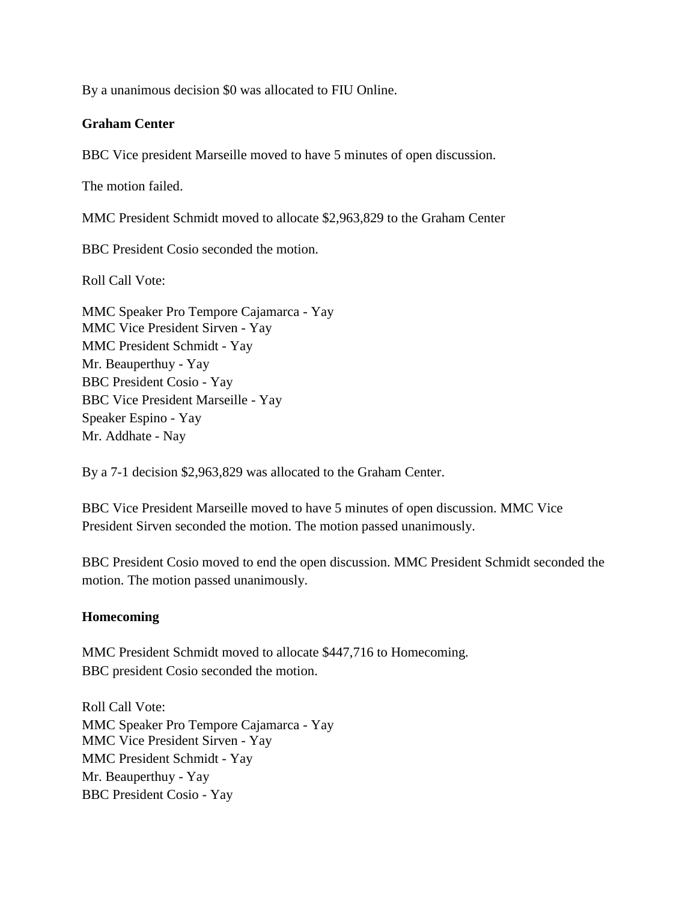By a unanimous decision $0 was allocated to FIU Online.

**Graham Center**

BBC Vice president Marseille moved to have 5 minutes of open discussion.

The motion failed.

MMC President Schmidt moved to allocate $2,963,829 to the Graham Center

BBC President Cosio seconded the motion.

Roll Call Vote:

MMC Speaker Pro Tempore Cajamarca - Yay
MMC Vice President Sirven - Yay
MMC President Schmidt - Yay
Mr. Beauperthuy - Yay
BBC President Cosio - Yay
BBC Vice President Marseille - Yay
Speaker Espino - Yay
Mr. Addhate - Nay

By a 7-1 decision $2,963,829 was allocated to the Graham Center.

BBC Vice President Marseille moved to have 5 minutes of open discussion. MMC Vice President Sirven seconded the motion. The motion passed unanimously.

BBC President Cosio moved to end the open discussion. MMC President Schmidt seconded the motion. The motion passed unanimously.

**Homecoming**

MMC President Schmidt moved to allocate $447,716 to Homecoming.
BBC president Cosio seconded the motion.

Roll Call Vote:
MMC Speaker Pro Tempore Cajamarca - Yay
MMC Vice President Sirven - Yay
MMC President Schmidt - Yay
Mr. Beauperthuy - Yay
BBC President Cosio - Yay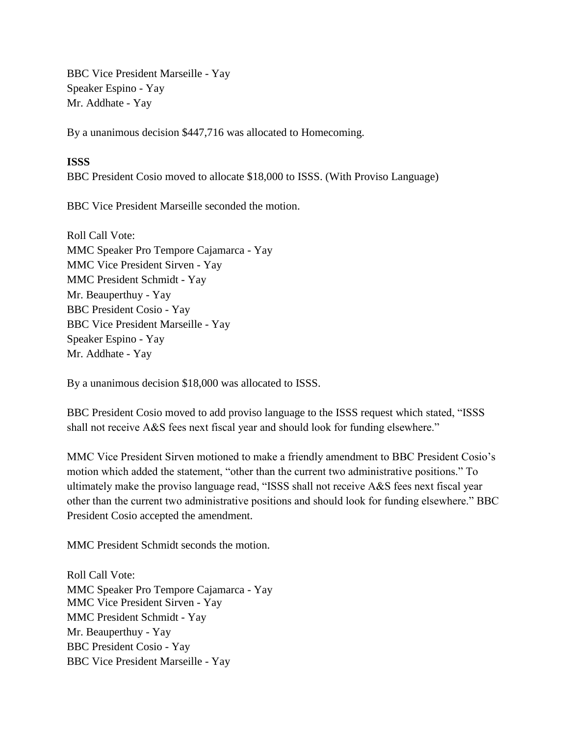BBC Vice President Marseille - Yay
Speaker Espino - Yay
Mr. Addhate - Yay

By a unanimous decision $447,716 was allocated to Homecoming.

**ISSS**
BBC President Cosio moved to allocate $18,000 to ISSS. (With Proviso Language)

BBC Vice President Marseille seconded the motion.

Roll Call Vote:
MMC Speaker Pro Tempore Cajamarca - Yay
MMC Vice President Sirven - Yay
MMC President Schmidt - Yay
Mr. Beauperthuy - Yay
BBC President Cosio - Yay
BBC Vice President Marseille - Yay
Speaker Espino - Yay
Mr. Addhate - Yay

By a unanimous decision $18,000 was allocated to ISSS.

BBC President Cosio moved to add proviso language to the ISSS request which stated, "ISSS shall not receive A&S fees next fiscal year and should look for funding elsewhere."

MMC Vice President Sirven motioned to make a friendly amendment to BBC President Cosio's motion which added the statement, "other than the current two administrative positions." To ultimately make the proviso language read, "ISSS shall not receive A&S fees next fiscal year other than the current two administrative positions and should look for funding elsewhere." BBC President Cosio accepted the amendment.

MMC President Schmidt seconds the motion.

Roll Call Vote:
MMC Speaker Pro Tempore Cajamarca - Yay
MMC Vice President Sirven - Yay
MMC President Schmidt - Yay
Mr. Beauperthuy - Yay
BBC President Cosio - Yay
BBC Vice President Marseille - Yay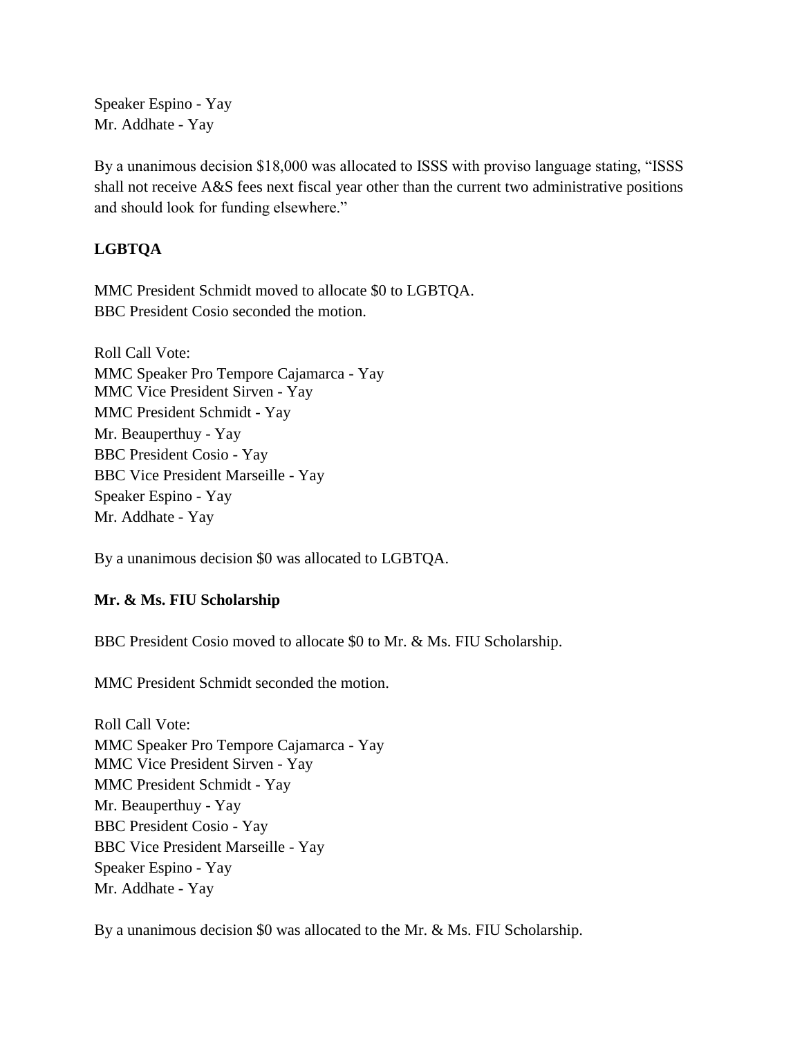Speaker Espino - Yay
Mr. Addhate - Yay

By a unanimous decision $18,000 was allocated to ISSS with proviso language stating, "ISSS shall not receive A&S fees next fiscal year other than the current two administrative positions and should look for funding elsewhere."

**LGBTQA**

MMC President Schmidt moved to allocate $0 to LGBTQA.
BBC President Cosio seconded the motion.

Roll Call Vote:
MMC Speaker Pro Tempore Cajamarca - Yay
MMC Vice President Sirven - Yay
MMC President Schmidt - Yay
Mr. Beauperthuy - Yay
BBC President Cosio - Yay
BBC Vice President Marseille - Yay
Speaker Espino - Yay
Mr. Addhate - Yay

By a unanimous decision $0 was allocated to LGBTQA.

**Mr. & Ms. FIU Scholarship**

BBC President Cosio moved to allocate $0 to Mr. & Ms. FIU Scholarship.

MMC President Schmidt seconded the motion.

Roll Call Vote:
MMC Speaker Pro Tempore Cajamarca - Yay
MMC Vice President Sirven - Yay
MMC President Schmidt - Yay
Mr. Beauperthuy - Yay
BBC President Cosio - Yay
BBC Vice President Marseille - Yay
Speaker Espino - Yay
Mr. Addhate - Yay

By a unanimous decision $0 was allocated to the Mr. & Ms. FIU Scholarship.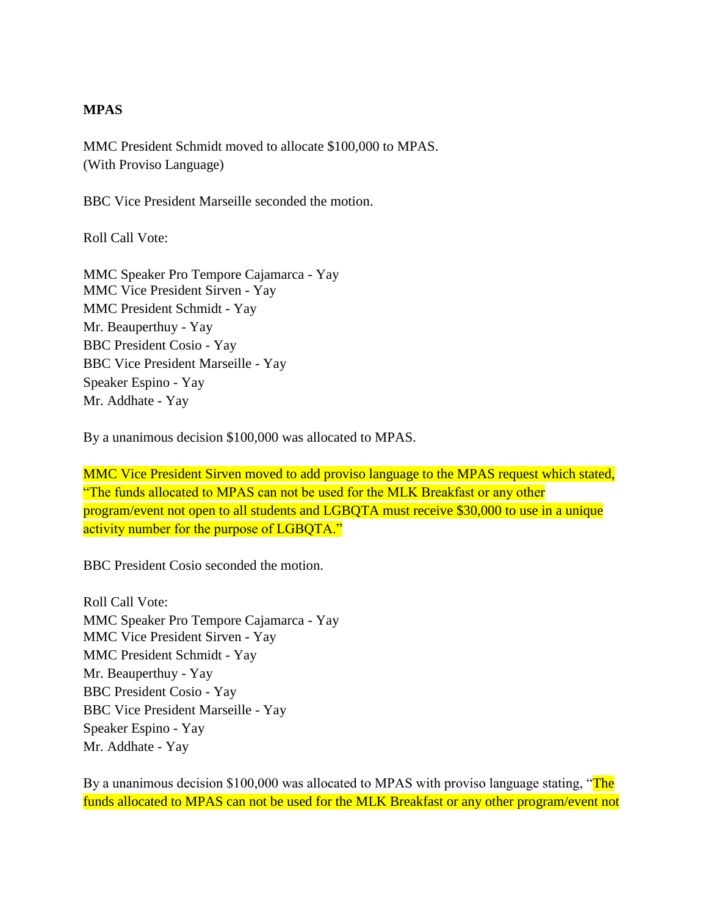**MPAS**

MMC President Schmidt moved to allocate $100,000 to MPAS.
(With Proviso Language)

BBC Vice President Marseille seconded the motion.

Roll Call Vote:

MMC Speaker Pro Tempore Cajamarca - Yay
MMC Vice President Sirven - Yay
MMC President Schmidt - Yay
Mr. Beauperthuy - Yay
BBC President Cosio - Yay
BBC Vice President Marseille - Yay
Speaker Espino - Yay
Mr. Addhate - Yay

By a unanimous decision $100,000 was allocated to MPAS.

MMC Vice President Sirven moved to add proviso language to the MPAS request which stated, "The funds allocated to MPAS can not be used for the MLK Breakfast or any other program/event not open to all students and LGBQTA must receive $30,000 to use in a unique activity number for the purpose of LGBQTA."

BBC President Cosio seconded the motion.

Roll Call Vote:
MMC Speaker Pro Tempore Cajamarca - Yay
MMC Vice President Sirven - Yay
MMC President Schmidt - Yay
Mr. Beauperthuy - Yay
BBC President Cosio - Yay
BBC Vice President Marseille - Yay
Speaker Espino - Yay
Mr. Addhate - Yay

By a unanimous decision $100,000 was allocated to MPAS with proviso language stating, "The funds allocated to MPAS can not be used for the MLK Breakfast or any other program/event not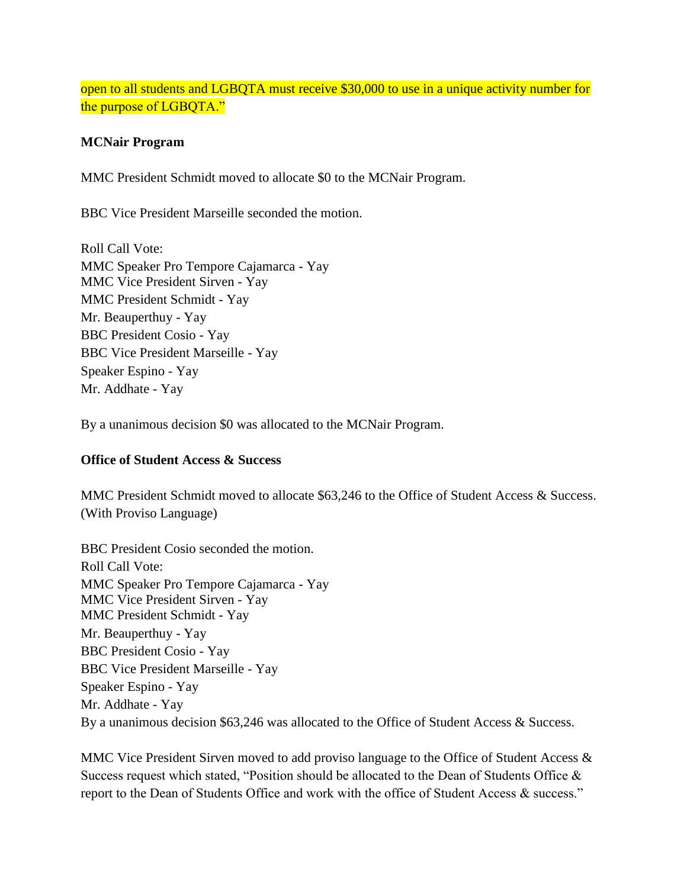open to all students and LGBQTA must receive $30,000 to use in a unique activity number for the purpose of LGBQTA."

**MCNair Program**

MMC President Schmidt moved to allocate $0 to the MCNair Program.

BBC Vice President Marseille seconded the motion.

Roll Call Vote:
MMC Speaker Pro Tempore Cajamarca - Yay
MMC Vice President Sirven - Yay
MMC President Schmidt - Yay
Mr. Beauperthuy - Yay
BBC President Cosio - Yay
BBC Vice President Marseille - Yay
Speaker Espino - Yay
Mr. Addhate - Yay

By a unanimous decision $0 was allocated to the MCNair Program.

**Office of Student Access & Success**

MMC President Schmidt moved to allocate $63,246 to the Office of Student Access & Success. (With Proviso Language)

BBC President Cosio seconded the motion.
Roll Call Vote:
MMC Speaker Pro Tempore Cajamarca - Yay
MMC Vice President Sirven - Yay
MMC President Schmidt - Yay
Mr. Beauperthuy - Yay
BBC President Cosio - Yay
BBC Vice President Marseille - Yay
Speaker Espino - Yay
Mr. Addhate - Yay
By a unanimous decision $63,246 was allocated to the Office of Student Access & Success.

MMC Vice President Sirven moved to add proviso language to the Office of Student Access & Success request which stated, "Position should be allocated to the Dean of Students Office & report to the Dean of Students Office and work with the office of Student Access & success."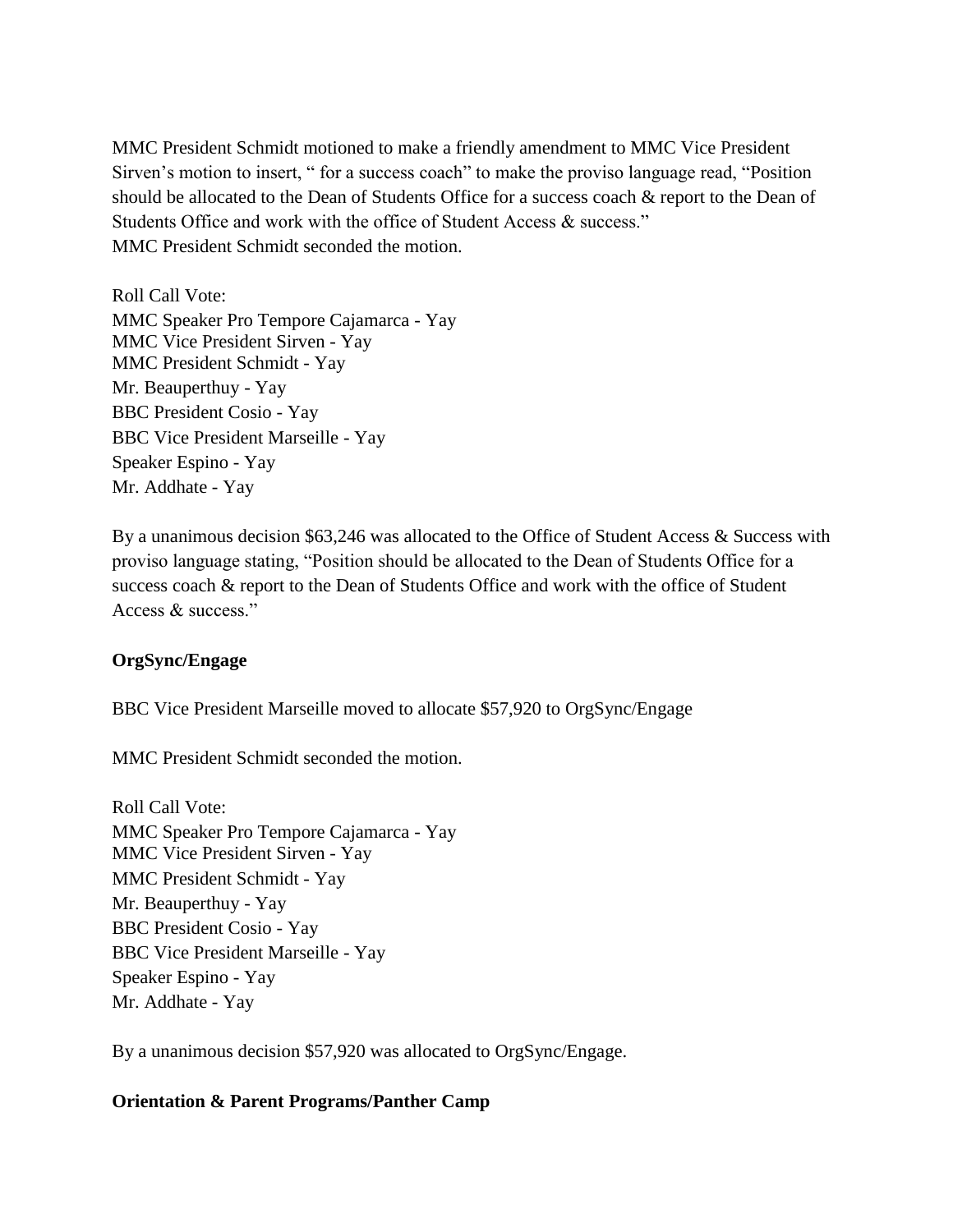MMC President Schmidt motioned to make a friendly amendment to MMC Vice President Sirven's motion to insert, " for a success coach" to make the proviso language read, "Position should be allocated to the Dean of Students Office for a success coach & report to the Dean of Students Office and work with the office of Student Access & success."
MMC President Schmidt seconded the motion.

Roll Call Vote:
MMC Speaker Pro Tempore Cajamarca - Yay
MMC Vice President Sirven - Yay
MMC President Schmidt - Yay
Mr. Beauperthuy - Yay
BBC President Cosio - Yay
BBC Vice President Marseille - Yay
Speaker Espino - Yay
Mr. Addhate - Yay

By a unanimous decision $63,246 was allocated to the Office of Student Access & Success with proviso language stating, "Position should be allocated to the Dean of Students Office for a success coach & report to the Dean of Students Office and work with the office of Student Access & success."

**OrgSync/Engage**

BBC Vice President Marseille moved to allocate $57,920 to OrgSync/Engage

MMC President Schmidt seconded the motion.

Roll Call Vote:
MMC Speaker Pro Tempore Cajamarca - Yay
MMC Vice President Sirven - Yay
MMC President Schmidt - Yay
Mr. Beauperthuy - Yay
BBC President Cosio - Yay
BBC Vice President Marseille - Yay
Speaker Espino - Yay
Mr. Addhate - Yay

By a unanimous decision $57,920 was allocated to OrgSync/Engage.

**Orientation & Parent Programs/Panther Camp**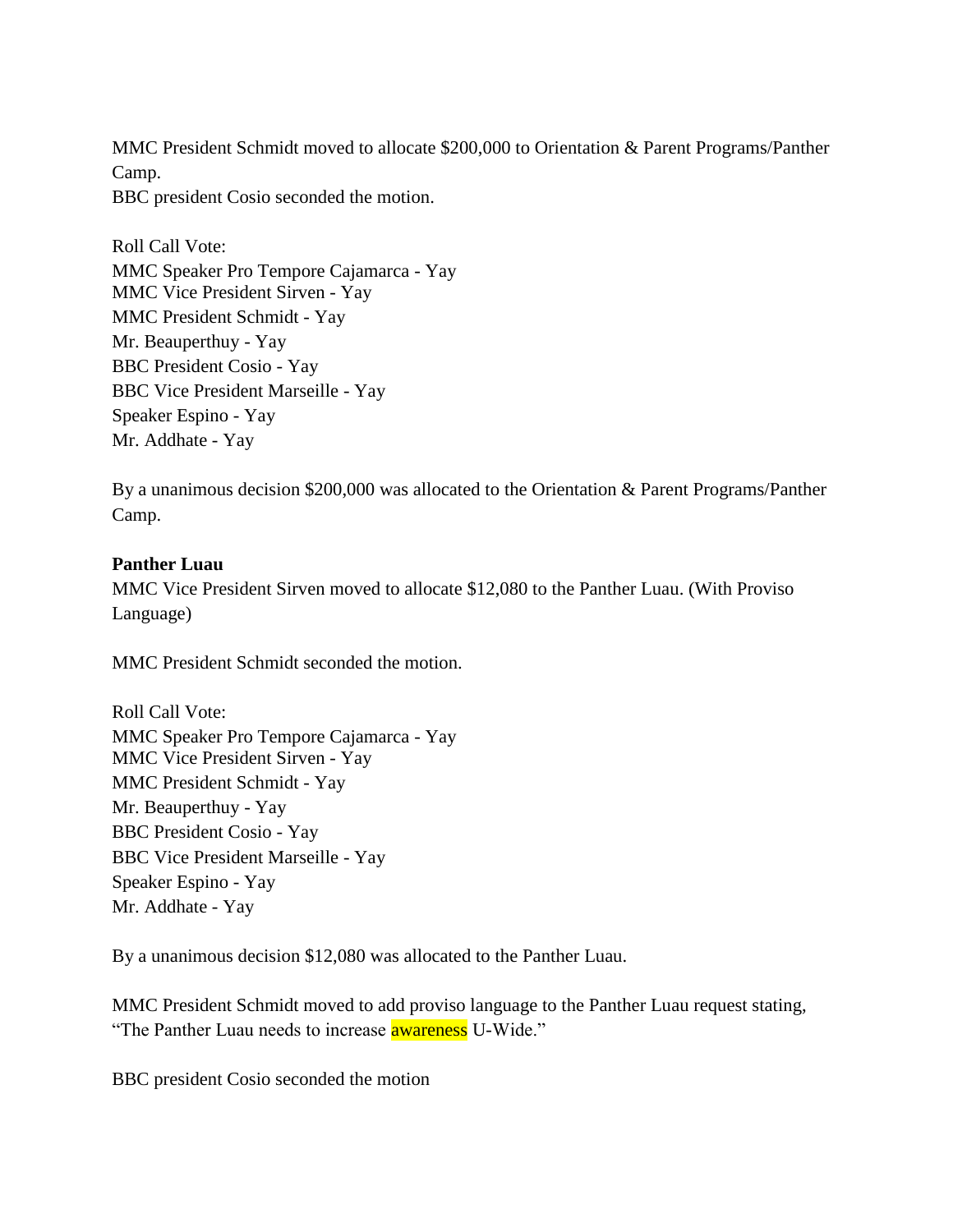MMC President Schmidt moved to allocate $200,000 to Orientation & Parent Programs/Panther Camp.
BBC president Cosio seconded the motion.

Roll Call Vote:
MMC Speaker Pro Tempore Cajamarca - Yay
MMC Vice President Sirven - Yay
MMC President Schmidt - Yay
Mr. Beauperthuy - Yay
BBC President Cosio - Yay
BBC Vice President Marseille - Yay
Speaker Espino - Yay
Mr. Addhate - Yay

By a unanimous decision $200,000 was allocated to the Orientation & Parent Programs/Panther Camp.

**Panther Luau**
MMC Vice President Sirven moved to allocate $12,080 to the Panther Luau. (With Proviso Language)

MMC President Schmidt seconded the motion.

Roll Call Vote:
MMC Speaker Pro Tempore Cajamarca - Yay
MMC Vice President Sirven - Yay
MMC President Schmidt - Yay
Mr. Beauperthuy - Yay
BBC President Cosio - Yay
BBC Vice President Marseille - Yay
Speaker Espino - Yay
Mr. Addhate - Yay

By a unanimous decision $12,080 was allocated to the Panther Luau.

MMC President Schmidt moved to add proviso language to the Panther Luau request stating, "The Panther Luau needs to increase awareness U-Wide."

BBC president Cosio seconded the motion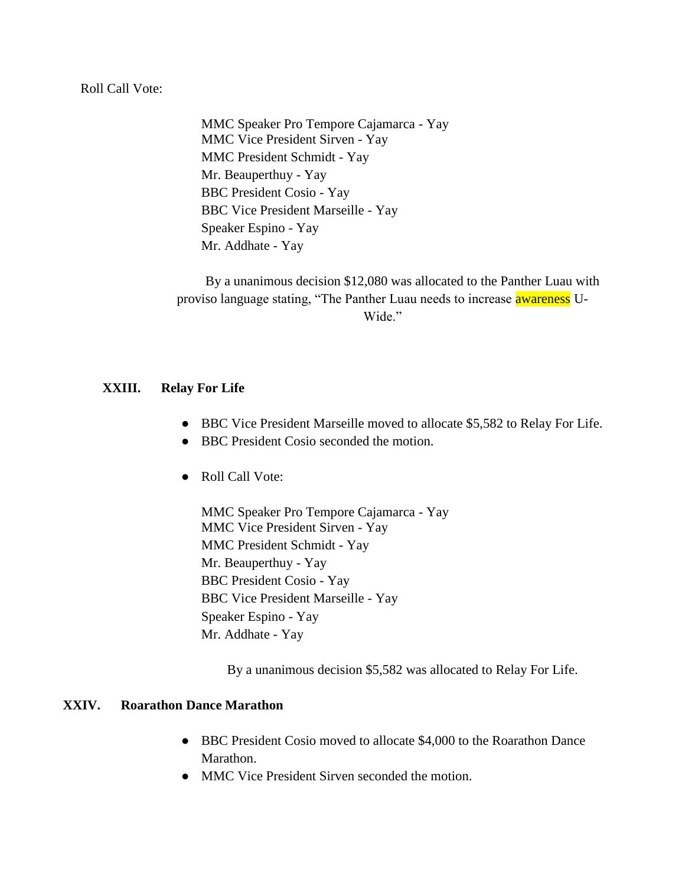Roll Call Vote:

MMC Speaker Pro Tempore Cajamarca - Yay
MMC Vice President Sirven - Yay
MMC President Schmidt - Yay
Mr. Beauperthuy - Yay
BBC President Cosio - Yay
BBC Vice President Marseille - Yay
Speaker Espino - Yay
Mr. Addhate - Yay

By a unanimous decision $12,080 was allocated to the Panther Luau with proviso language stating, "The Panther Luau needs to increase awareness U-Wide."

## XXIII. Relay For Life

- BBC Vice President Marseille moved to allocate $5,582 to Relay For Life.
- BBC President Cosio seconded the motion.
- Roll Call Vote:

MMC Speaker Pro Tempore Cajamarca - Yay
MMC Vice President Sirven - Yay
MMC President Schmidt - Yay
Mr. Beauperthuy - Yay
BBC President Cosio - Yay
BBC Vice President Marseille - Yay
Speaker Espino - Yay
Mr. Addhate - Yay

By a unanimous decision $5,582 was allocated to Relay For Life.

## XXIV. Roarathon Dance Marathon

- BBC President Cosio moved to allocate $4,000 to the Roarathon Dance Marathon.
- MMC Vice President Sirven seconded the motion.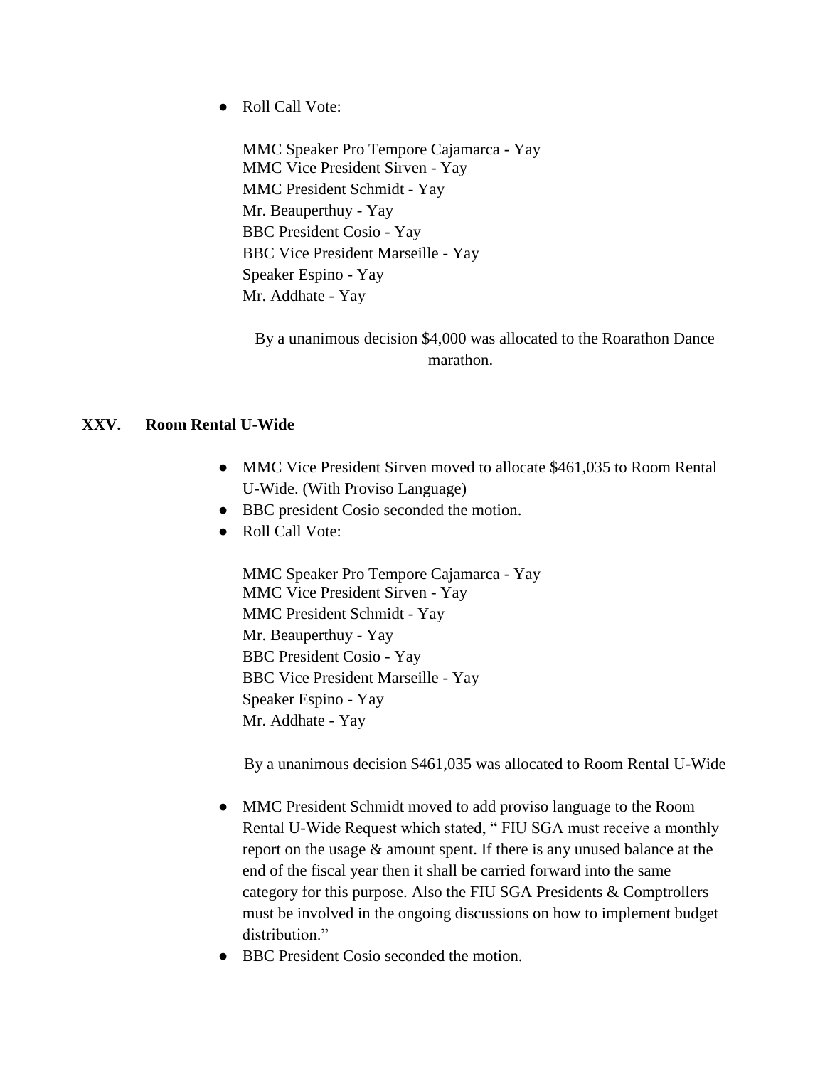- Roll Call Vote:

  MMC Speaker Pro Tempore Cajamarca - Yay
  MMC Vice President Sirven - Yay
  MMC President Schmidt - Yay
  Mr. Beauperthuy - Yay
  BBC President Cosio - Yay
  BBC Vice President Marseille - Yay
  Speaker Espino - Yay
  Mr. Addhate - Yay

  By a unanimous decision $4,000 was allocated to the Roarathon Dance marathon.

## XXV. Room Rental U-Wide

- MMC Vice President Sirven moved to allocate $461,035 to Room Rental U-Wide. (With Proviso Language)
- BBC president Cosio seconded the motion.
- Roll Call Vote:

  MMC Speaker Pro Tempore Cajamarca - Yay
  MMC Vice President Sirven - Yay
  MMC President Schmidt - Yay
  Mr. Beauperthuy - Yay
  BBC President Cosio - Yay
  BBC Vice President Marseille - Yay
  Speaker Espino - Yay
  Mr. Addhate - Yay

  By a unanimous decision $461,035 was allocated to Room Rental U-Wide

- MMC President Schmidt moved to add proviso language to the Room Rental U-Wide Request which stated, " FIU SGA must receive a monthly report on the usage & amount spent. If there is any unused balance at the end of the fiscal year then it shall be carried forward into the same category for this purpose. Also the FIU SGA Presidents & Comptrollers must be involved in the ongoing discussions on how to implement budget distribution."
- BBC President Cosio seconded the motion.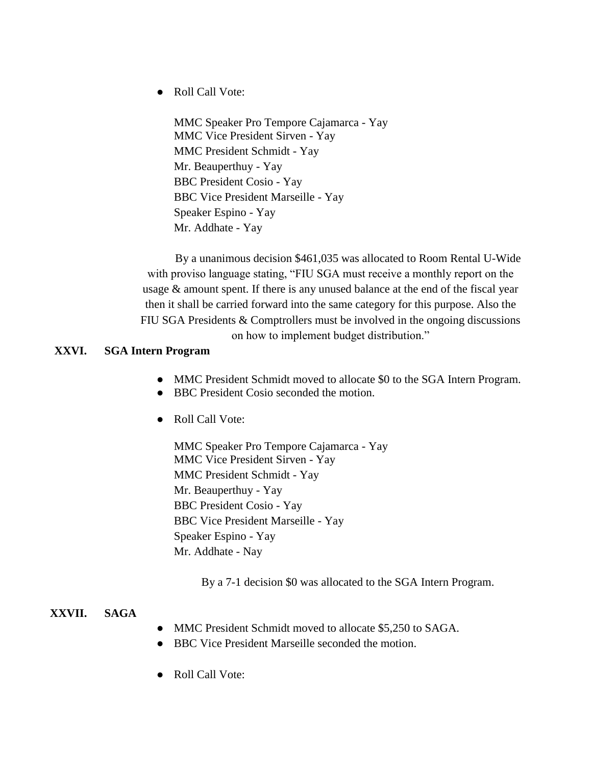- Roll Call Vote:

  MMC Speaker Pro Tempore Cajamarca - Yay
  MMC Vice President Sirven - Yay
  MMC President Schmidt - Yay
  Mr. Beauperthuy - Yay
  BBC President Cosio - Yay
  BBC Vice President Marseille - Yay
  Speaker Espino - Yay
  Mr. Addhate - Yay

By a unanimous decision $461,035 was allocated to Room Rental U-Wide with proviso language stating, "FIU SGA must receive a monthly report on the usage & amount spent. If there is any unused balance at the end of the fiscal year then it shall be carried forward into the same category for this purpose. Also the FIU SGA Presidents & Comptrollers must be involved in the ongoing discussions on how to implement budget distribution."

**XXVI. SGA Intern Program**

- MMC President Schmidt moved to allocate $0 to the SGA Intern Program.
- BBC President Cosio seconded the motion.
- Roll Call Vote:

  MMC Speaker Pro Tempore Cajamarca - Yay
  MMC Vice President Sirven - Yay
  MMC President Schmidt - Yay
  Mr. Beauperthuy - Yay
  BBC President Cosio - Yay
  BBC Vice President Marseille - Yay
  Speaker Espino - Yay
  Mr. Addhate - Nay

By a 7-1 decision $0 was allocated to the SGA Intern Program.

**XXVII. SAGA**

- MMC President Schmidt moved to allocate $5,250 to SAGA.
- BBC Vice President Marseille seconded the motion.
- Roll Call Vote: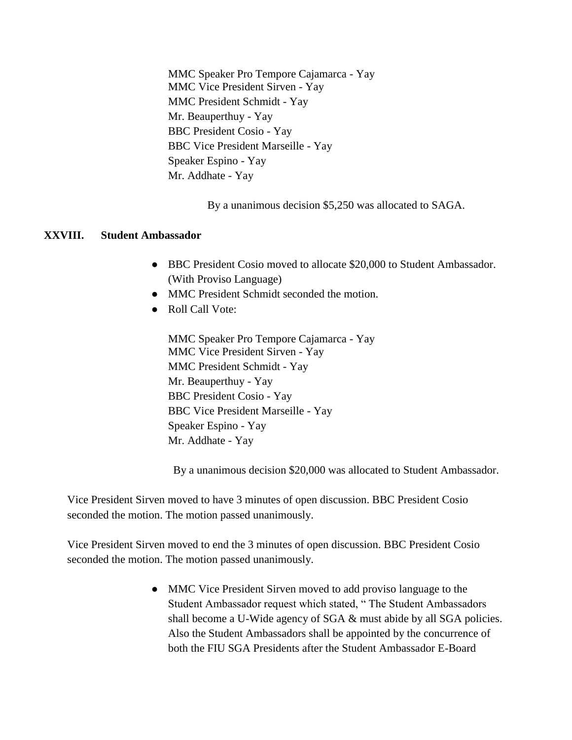MMC Speaker Pro Tempore Cajamarca - Yay
MMC Vice President Sirven - Yay
MMC President Schmidt - Yay
Mr. Beauperthuy - Yay
BBC President Cosio - Yay
BBC Vice President Marseille - Yay
Speaker Espino - Yay
Mr. Addhate - Yay

By a unanimous decision $5,250 was allocated to SAGA.

## XXVIII. Student Ambassador

- BBC President Cosio moved to allocate $20,000 to Student Ambassador. (With Proviso Language)
- MMC President Schmidt seconded the motion.
- Roll Call Vote:

  MMC Speaker Pro Tempore Cajamarca - Yay
  MMC Vice President Sirven - Yay
  MMC President Schmidt - Yay
  Mr. Beauperthuy - Yay
  BBC President Cosio - Yay
  BBC Vice President Marseille - Yay
  Speaker Espino - Yay
  Mr. Addhate - Yay

By a unanimous decision $20,000 was allocated to Student Ambassador.

Vice President Sirven moved to have 3 minutes of open discussion. BBC President Cosio seconded the motion. The motion passed unanimously.

Vice President Sirven moved to end the 3 minutes of open discussion. BBC President Cosio seconded the motion. The motion passed unanimously.

- MMC Vice President Sirven moved to add proviso language to the Student Ambassador request which stated, " The Student Ambassadors shall become a U-Wide agency of SGA & must abide by all SGA policies. Also the Student Ambassadors shall be appointed by the concurrence of both the FIU SGA Presidents after the Student Ambassador E-Board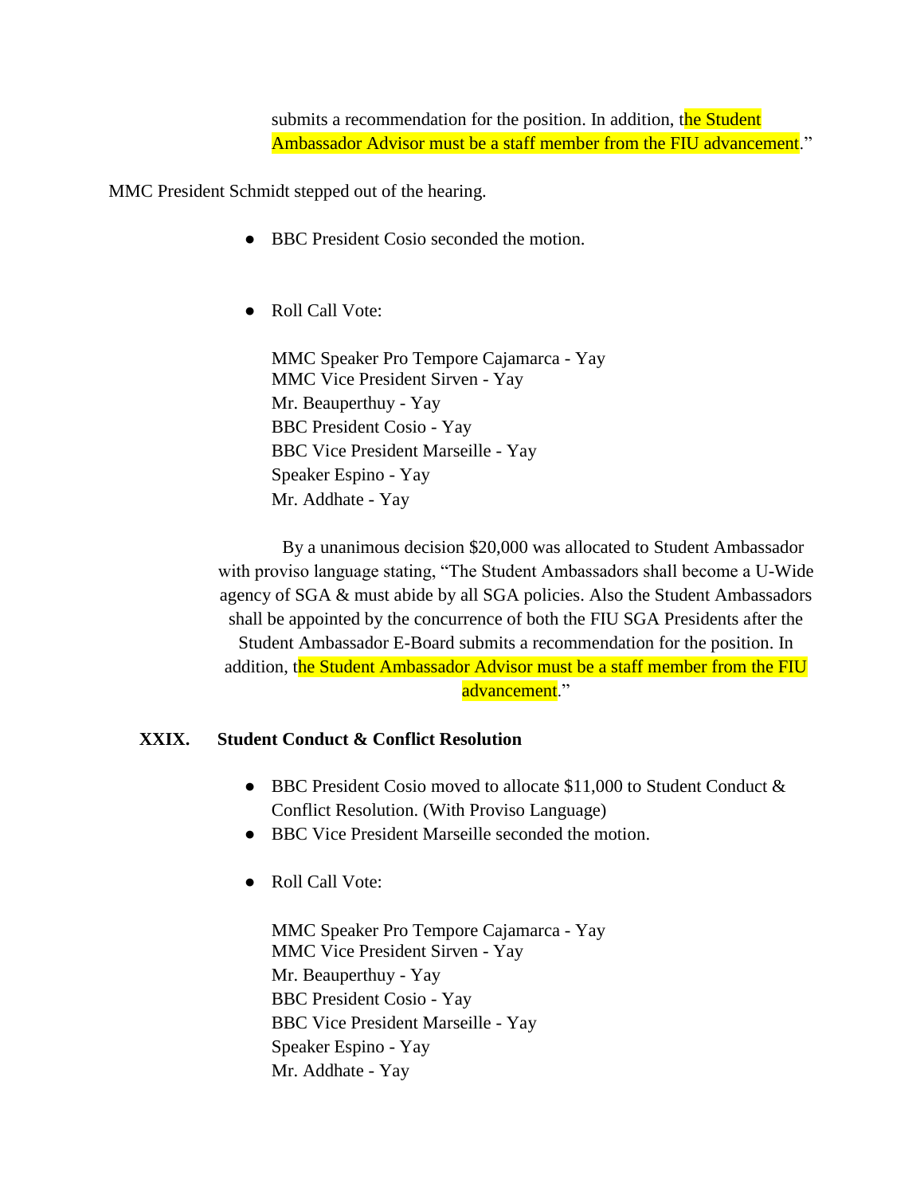submits a recommendation for the position. In addition, the Student Ambassador Advisor must be a staff member from the FIU advancement."

MMC President Schmidt stepped out of the hearing.

- BBC President Cosio seconded the motion.

- Roll Call Vote:

  MMC Speaker Pro Tempore Cajamarca - Yay
  MMC Vice President Sirven - Yay
  Mr. Beauperthuy - Yay
  BBC President Cosio - Yay
  BBC Vice President Marseille - Yay
  Speaker Espino - Yay
  Mr. Addhate - Yay

By a unanimous decision $20,000 was allocated to Student Ambassador with proviso language stating, "The Student Ambassadors shall become a U-Wide agency of SGA & must abide by all SGA policies. Also the Student Ambassadors shall be appointed by the concurrence of both the FIU SGA Presidents after the Student Ambassador E-Board submits a recommendation for the position. In addition, the Student Ambassador Advisor must be a staff member from the FIU advancement."

**XXIX. Student Conduct & Conflict Resolution**

- BBC President Cosio moved to allocate $11,000 to Student Conduct & Conflict Resolution. (With Proviso Language)
- BBC Vice President Marseille seconded the motion.

- Roll Call Vote:

  MMC Speaker Pro Tempore Cajamarca - Yay
  MMC Vice President Sirven - Yay
  Mr. Beauperthuy - Yay
  BBC President Cosio - Yay
  BBC Vice President Marseille - Yay
  Speaker Espino - Yay
  Mr. Addhate - Yay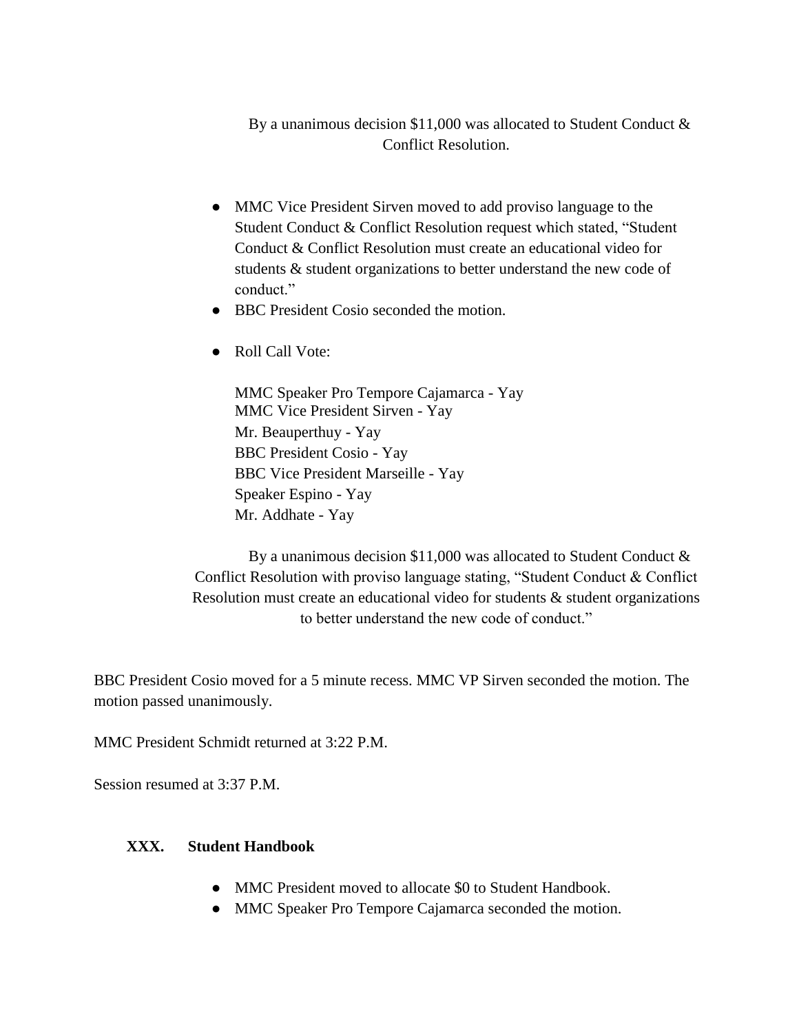By a unanimous decision $11,000 was allocated to Student Conduct & Conflict Resolution.

- MMC Vice President Sirven moved to add proviso language to the Student Conduct & Conflict Resolution request which stated, "Student Conduct & Conflict Resolution must create an educational video for students & student organizations to better understand the new code of conduct."
- BBC President Cosio seconded the motion.
- Roll Call Vote:

  MMC Speaker Pro Tempore Cajamarca - Yay
  MMC Vice President Sirven - Yay
  Mr. Beauperthuy - Yay
  BBC President Cosio - Yay
  BBC Vice President Marseille - Yay
  Speaker Espino - Yay
  Mr. Addhate - Yay

By a unanimous decision $11,000 was allocated to Student Conduct & Conflict Resolution with proviso language stating, "Student Conduct & Conflict Resolution must create an educational video for students & student organizations to better understand the new code of conduct."

BBC President Cosio moved for a 5 minute recess. MMC VP Sirven seconded the motion. The motion passed unanimously.

MMC President Schmidt returned at 3:22 P.M.

Session resumed at 3:37 P.M.

### XXX. Student Handbook

- MMC President moved to allocate $0 to Student Handbook.
- MMC Speaker Pro Tempore Cajamarca seconded the motion.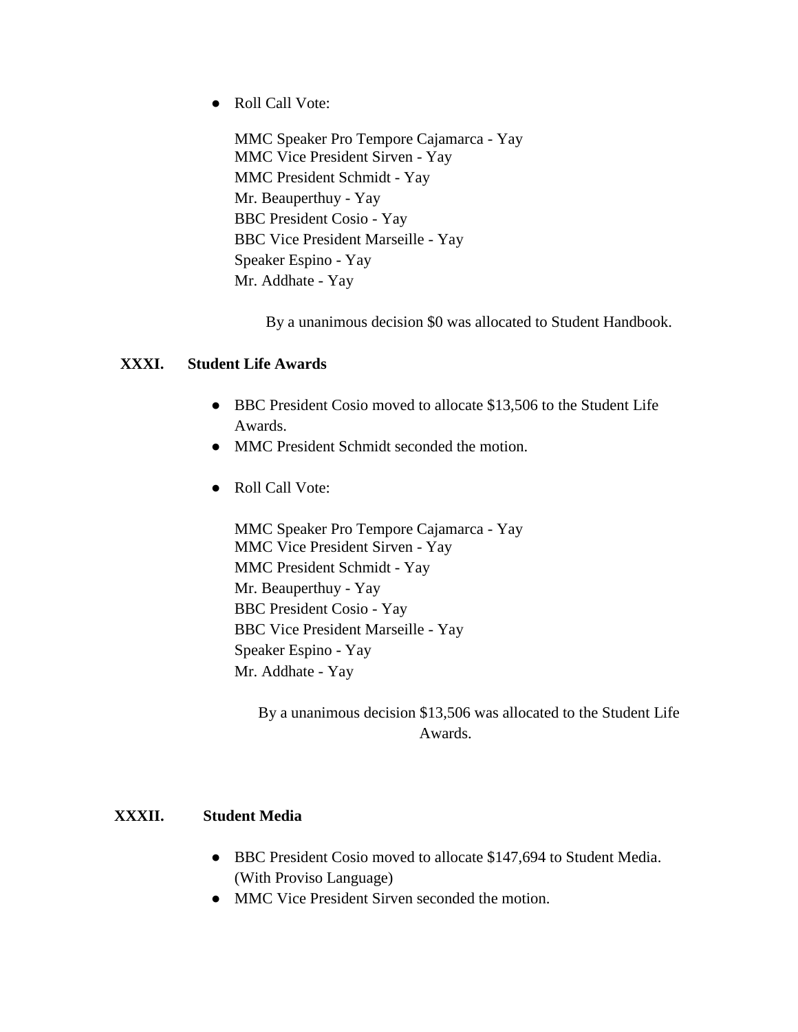- Roll Call Vote:

  MMC Speaker Pro Tempore Cajamarca - Yay
  MMC Vice President Sirven - Yay
  MMC President Schmidt - Yay
  Mr. Beauperthuy - Yay
  BBC President Cosio - Yay
  BBC Vice President Marseille - Yay
  Speaker Espino - Yay
  Mr. Addhate - Yay

By a unanimous decision $0 was allocated to Student Handbook.

## XXXI. Student Life Awards

- BBC President Cosio moved to allocate $13,506 to the Student Life Awards.
- MMC President Schmidt seconded the motion.

- Roll Call Vote:

  MMC Speaker Pro Tempore Cajamarca - Yay
  MMC Vice President Sirven - Yay
  MMC President Schmidt - Yay
  Mr. Beauperthuy - Yay
  BBC President Cosio - Yay
  BBC Vice President Marseille - Yay
  Speaker Espino - Yay
  Mr. Addhate - Yay

By a unanimous decision $13,506 was allocated to the Student Life Awards.

## XXXII. Student Media

- BBC President Cosio moved to allocate $147,694 to Student Media. (With Proviso Language)
- MMC Vice President Sirven seconded the motion.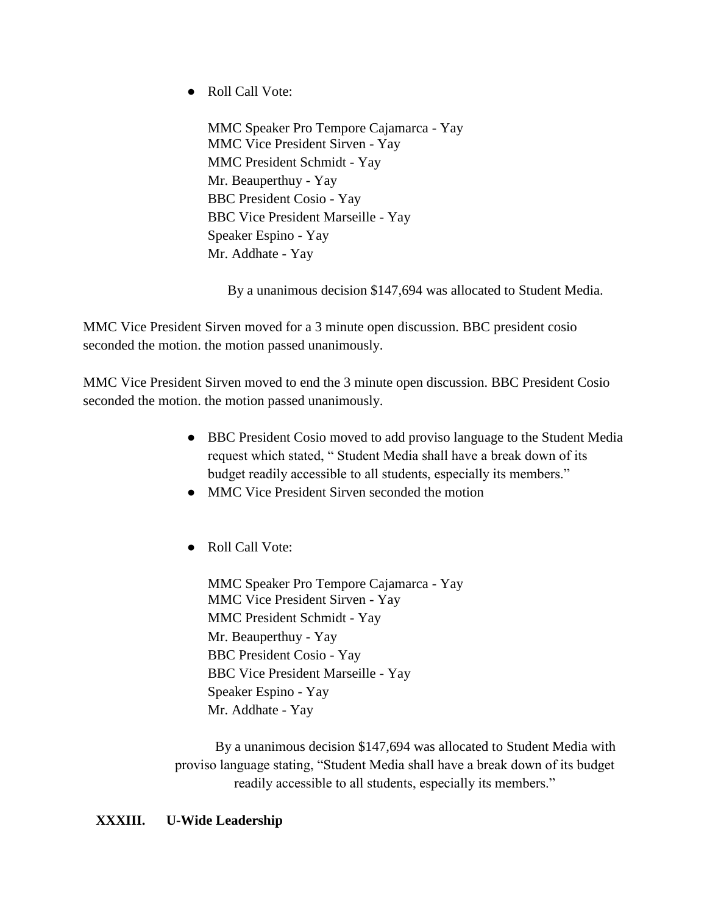- Roll Call Vote:

  MMC Speaker Pro Tempore Cajamarca - Yay
  MMC Vice President Sirven - Yay
  MMC President Schmidt - Yay
  Mr. Beauperthuy - Yay
  BBC President Cosio - Yay
  BBC Vice President Marseille - Yay
  Speaker Espino - Yay
  Mr. Addhate - Yay

  By a unanimous decision $147,694 was allocated to Student Media.

MMC Vice President Sirven moved for a 3 minute open discussion. BBC president cosio seconded the motion. the motion passed unanimously.

MMC Vice President Sirven moved to end the 3 minute open discussion. BBC President Cosio seconded the motion. the motion passed unanimously.

- BBC President Cosio moved to add proviso language to the Student Media request which stated, " Student Media shall have a break down of its budget readily accessible to all students, especially its members."
- MMC Vice President Sirven seconded the motion

- Roll Call Vote:

  MMC Speaker Pro Tempore Cajamarca - Yay
  MMC Vice President Sirven - Yay
  MMC President Schmidt - Yay
  Mr. Beauperthuy - Yay
  BBC President Cosio - Yay
  BBC Vice President Marseille - Yay
  Speaker Espino - Yay
  Mr. Addhate - Yay

  By a unanimous decision $147,694 was allocated to Student Media with proviso language stating, "Student Media shall have a break down of its budget readily accessible to all students, especially its members."

**XXXIII. U-Wide Leadership**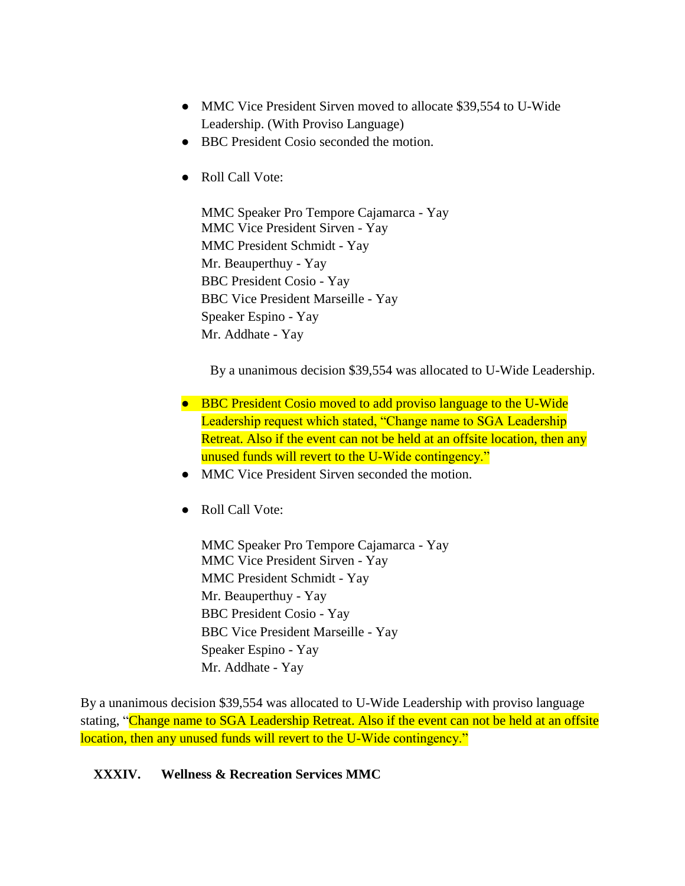- MMC Vice President Sirven moved to allocate $39,554 to U-Wide Leadership. (With Proviso Language)
- BBC President Cosio seconded the motion.

- Roll Call Vote:

  MMC Speaker Pro Tempore Cajamarca - Yay
  MMC Vice President Sirven - Yay
  MMC President Schmidt - Yay
  Mr. Beauperthuy - Yay
  BBC President Cosio - Yay
  BBC Vice President Marseille - Yay
  Speaker Espino - Yay
  Mr. Addhate - Yay

  By a unanimous decision $39,554 was allocated to U-Wide Leadership.

- BBC President Cosio moved to add proviso language to the U-Wide Leadership request which stated, "Change name to SGA Leadership Retreat. Also if the event can not be held at an offsite location, then any unused funds will revert to the U-Wide contingency."
- MMC Vice President Sirven seconded the motion.

- Roll Call Vote:

  MMC Speaker Pro Tempore Cajamarca - Yay
  MMC Vice President Sirven - Yay
  MMC President Schmidt - Yay
  Mr. Beauperthuy - Yay
  BBC President Cosio - Yay
  BBC Vice President Marseille - Yay
  Speaker Espino - Yay
  Mr. Addhate - Yay

By a unanimous decision $39,554 was allocated to U-Wide Leadership with proviso language stating, "Change name to SGA Leadership Retreat. Also if the event can not be held at an offsite location, then any unused funds will revert to the U-Wide contingency."

## XXXIV. Wellness & Recreation Services MMC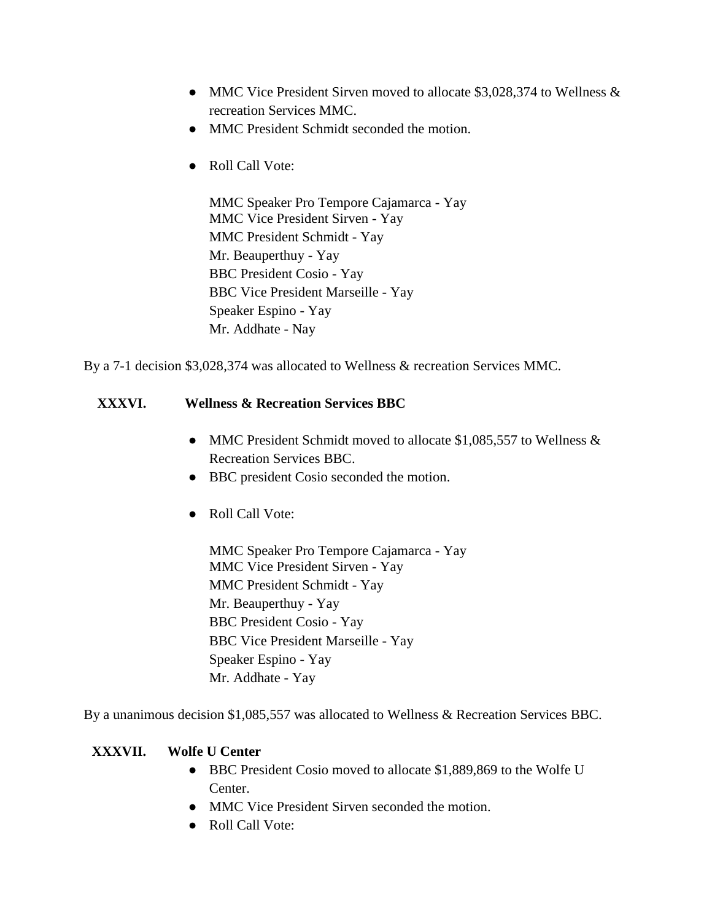- MMC Vice President Sirven moved to allocate $3,028,374 to Wellness & recreation Services MMC.
- MMC President Schmidt seconded the motion.

- Roll Call Vote:

  MMC Speaker Pro Tempore Cajamarca - Yay
  MMC Vice President Sirven - Yay
  MMC President Schmidt - Yay
  Mr. Beauperthuy - Yay
  BBC President Cosio - Yay
  BBC Vice President Marseille - Yay
  Speaker Espino - Yay
  Mr. Addhate - Nay

By a 7-1 decision $3,028,374 was allocated to Wellness & recreation Services MMC.

### XXXVI. Wellness & Recreation Services BBC

- MMC President Schmidt moved to allocate $1,085,557 to Wellness & Recreation Services BBC.
- BBC president Cosio seconded the motion.

- Roll Call Vote:

  MMC Speaker Pro Tempore Cajamarca - Yay
  MMC Vice President Sirven - Yay
  MMC President Schmidt - Yay
  Mr. Beauperthuy - Yay
  BBC President Cosio - Yay
  BBC Vice President Marseille - Yay
  Speaker Espino - Yay
  Mr. Addhate - Yay

By a unanimous decision $1,085,557 was allocated to Wellness & Recreation Services BBC.

### XXXVII. Wolfe U Center

- BBC President Cosio moved to allocate $1,889,869 to the Wolfe U Center.
- MMC Vice President Sirven seconded the motion.
- Roll Call Vote: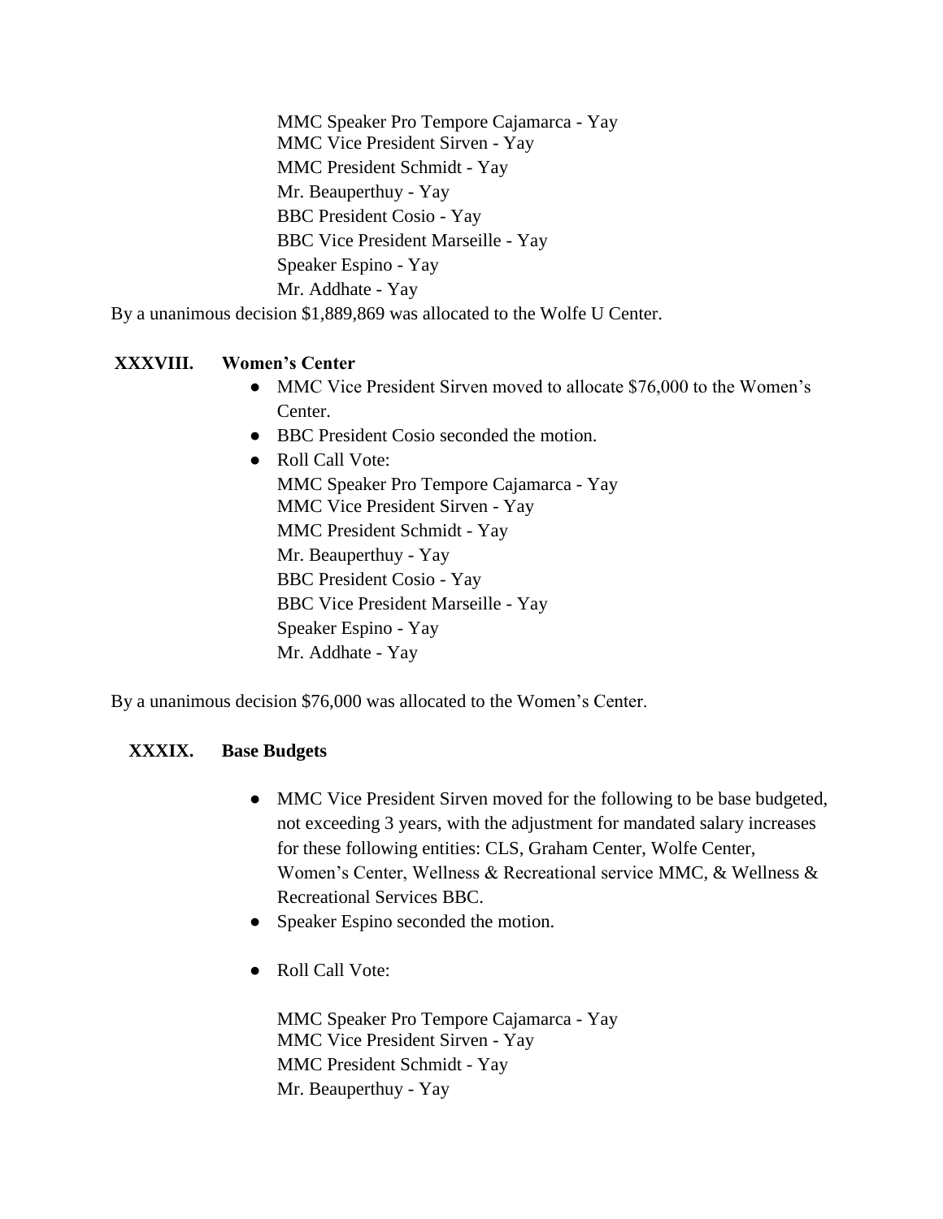MMC Speaker Pro Tempore Cajamarca - Yay
MMC Vice President Sirven - Yay
MMC President Schmidt - Yay
Mr. Beauperthuy - Yay
BBC President Cosio - Yay
BBC Vice President Marseille - Yay
Speaker Espino - Yay
Mr. Addhate - Yay

By a unanimous decision $1,889,869 was allocated to the Wolfe U Center.

## XXXVIII. Women's Center

- MMC Vice President Sirven moved to allocate $76,000 to the Women's Center.
- BBC President Cosio seconded the motion.
- Roll Call Vote:
  MMC Speaker Pro Tempore Cajamarca - Yay
  MMC Vice President Sirven - Yay
  MMC President Schmidt - Yay
  Mr. Beauperthuy - Yay
  BBC President Cosio - Yay
  BBC Vice President Marseille - Yay
  Speaker Espino - Yay
  Mr. Addhate - Yay

By a unanimous decision $76,000 was allocated to the Women's Center.

## XXXIX. Base Budgets

- MMC Vice President Sirven moved for the following to be base budgeted, not exceeding 3 years, with the adjustment for mandated salary increases for these following entities: CLS, Graham Center, Wolfe Center, Women's Center, Wellness & Recreational service MMC, & Wellness & Recreational Services BBC.
- Speaker Espino seconded the motion.
- Roll Call Vote:

  MMC Speaker Pro Tempore Cajamarca - Yay
  MMC Vice President Sirven - Yay
  MMC President Schmidt - Yay
  Mr. Beauperthuy - Yay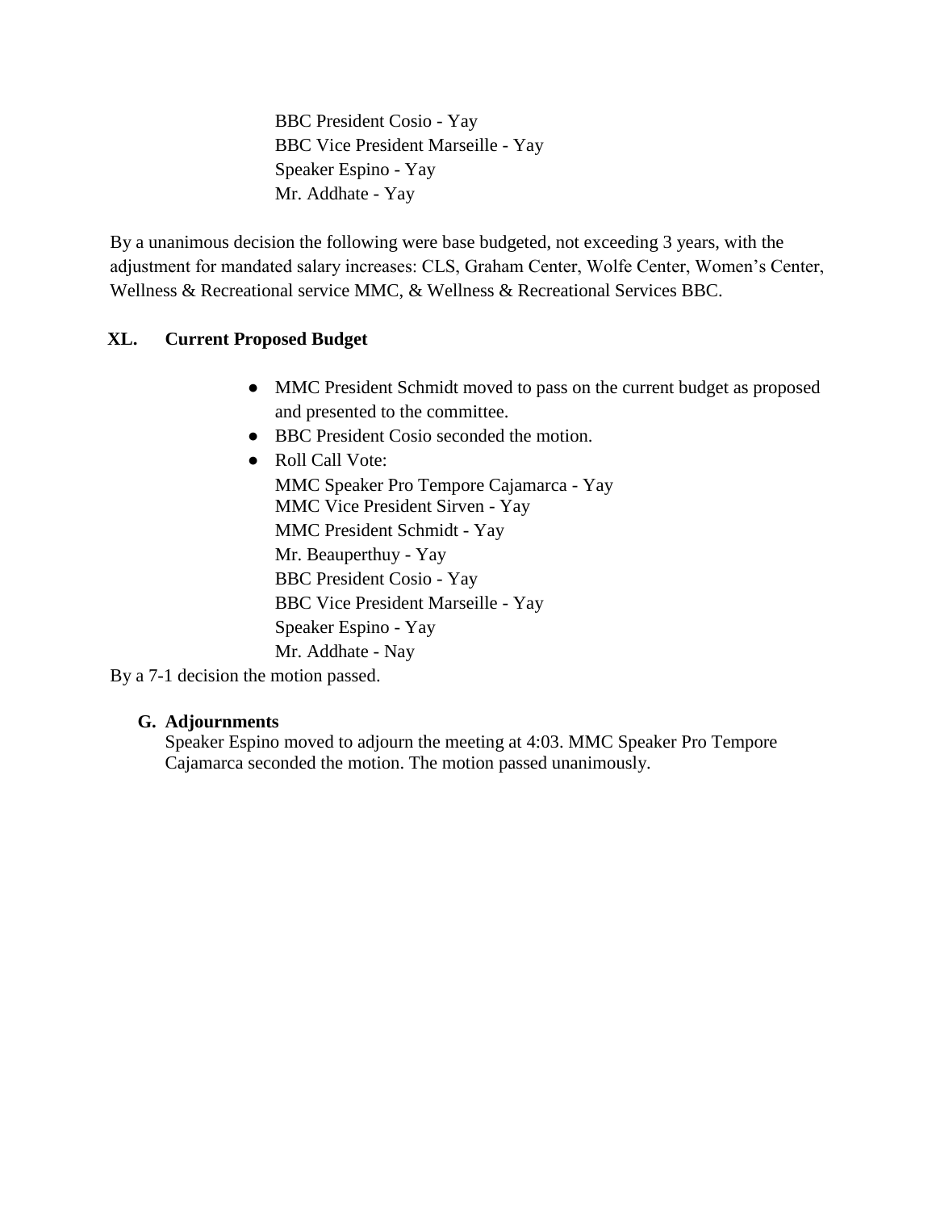BBC President Cosio - Yay
BBC Vice President Marseille - Yay
Speaker Espino - Yay
Mr. Addhate - Yay

By a unanimous decision the following were base budgeted, not exceeding 3 years, with the adjustment for mandated salary increases: CLS, Graham Center, Wolfe Center, Women's Center, Wellness & Recreational service MMC, & Wellness & Recreational Services BBC.

## XL. Current Proposed Budget

- MMC President Schmidt moved to pass on the current budget as proposed and presented to the committee.
- BBC President Cosio seconded the motion.
- Roll Call Vote:
  MMC Speaker Pro Tempore Cajamarca - Yay
  MMC Vice President Sirven - Yay
  MMC President Schmidt - Yay
  Mr. Beauperthuy - Yay
  BBC President Cosio - Yay
  BBC Vice President Marseille - Yay
  Speaker Espino - Yay
  Mr. Addhate - Nay

By a 7-1 decision the motion passed.

### G. Adjournments

Speaker Espino moved to adjourn the meeting at 4:03. MMC Speaker Pro Tempore Cajamarca seconded the motion. The motion passed unanimously.